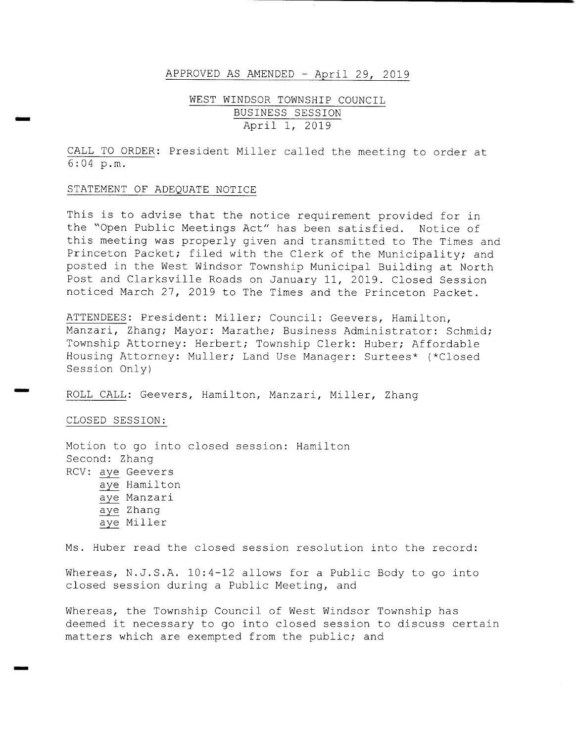APPROVED AS AMENDED - April 29, 2019

# WEST WINDSOR TOWNSHIP COUNCIL
## BUSINESS SESSION
### April 1, 2019

CALL TO ORDER: President Miller called the meeting to order at 6:04 p.m.

STATEMENT OF ADEQUATE NOTICE

This is to advise that the notice requirement provided for in the "Open Public Meetings Act" has been satisfied. Notice of this meeting was properly given and transmitted to The Times and Princeton Packet; filed with the Clerk of the Municipality; and posted in the West Windsor Township Municipal Building at North Post and Clarksville Roads on January 11, 2019. Closed Session noticed March 27, 2019 to The Times and the Princeton Packet.

ATTENDEES: President: Miller; Council: Geevers, Hamilton, Manzari, Zhang; Mayor: Marathe; Business Administrator: Schmid; Township Attorney: Herbert; Township Clerk: Huber; Affordable Housing Attorney: Muller; Land Use Manager: Surtees* (*Closed Session Only)

ROLL CALL: Geevers, Hamilton, Manzari, Miller, Zhang

CLOSED SESSION:

Motion to go into closed session: Hamilton
Second: Zhang
RCV: aye Geevers
aye Hamilton
aye Manzari
aye Zhang
aye Miller

Ms. Huber read the closed session resolution into the record:

Whereas, N.J.S.A. 10:4-12 allows for a Public Body to go into closed session during a Public Meeting, and

Whereas, the Township Council of West Windsor Township has deemed it necessary to go into closed session to discuss certain matters which are exempted from the public; and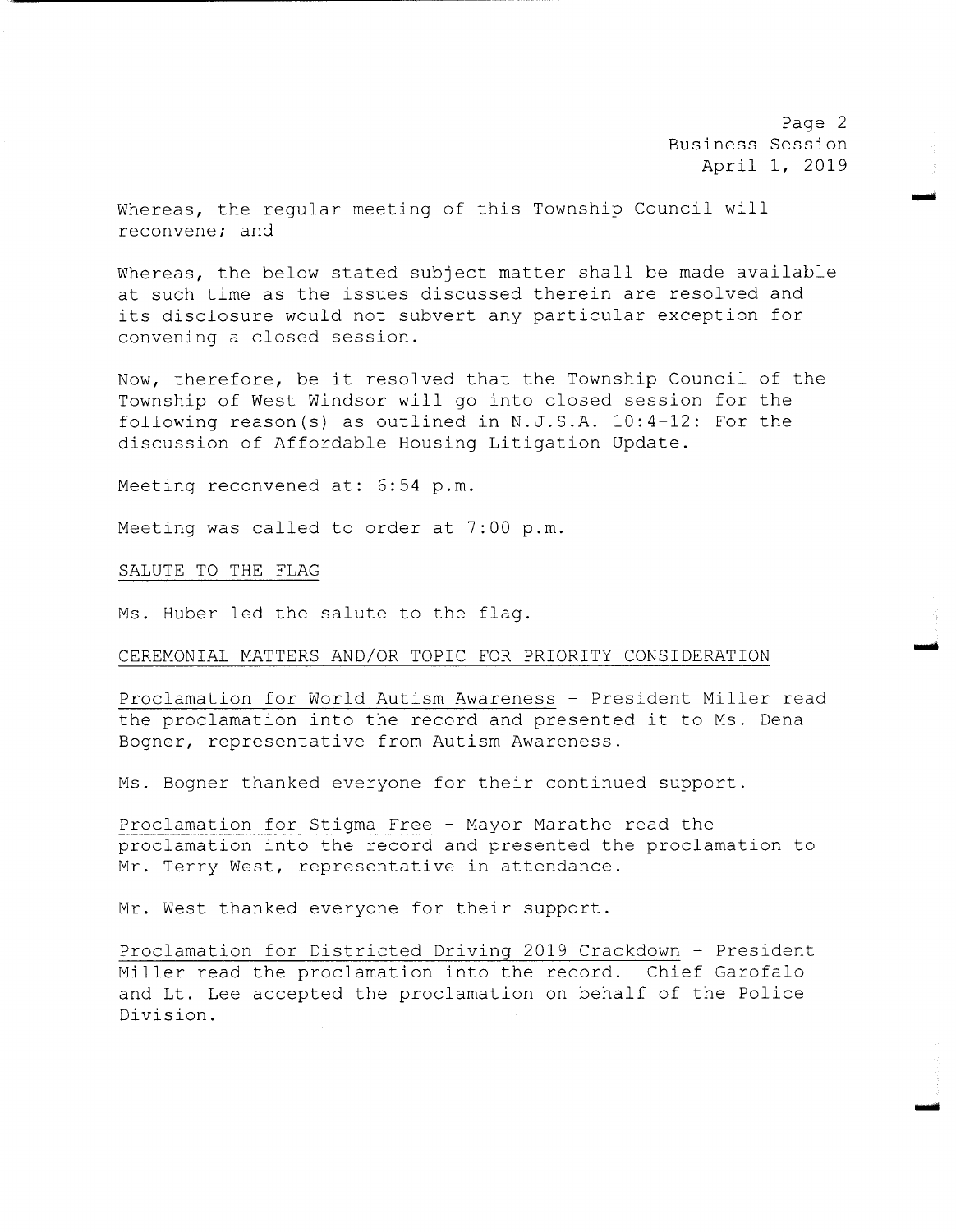Whereas, the regular meeting of this Township Council will reconvene; and

Whereas, the below stated subject matter shall be made available at such time as the issues discussed therein are resolved and its disclosure would not subvert any particular exception for convening a closed session.

Now, therefore, be it resolved that the Township Council of the Township of West Windsor will go into closed session for the following reason(s) as outlined in N.J.S.A. 10:4-12: For the discussion of Affordable Housing Litigation Update.

Meeting reconvened at: 6:54 p.m.

Meeting was called to order at 7:00 p.m.

<u>SALUTE TO THE FLAG</u>

Ms. Huber led the salute to the flag.

<u>CEREMONIAL MATTERS AND/OR TOPIC FOR PRIORITY CONSIDERATION</u>

<u>Proclamation for World Autism Awareness</u> - President Miller read the proclamation into the record and presented it to Ms. Dena Bogner, representative from Autism Awareness.

Ms. Bogner thanked everyone for their continued support.

<u>Proclamation for Stigma Free</u> - Mayor Marathe read the proclamation into the record and presented the proclamation to Mr. Terry West, representative in attendance.

Mr. West thanked everyone for their support.

<u>Proclamation for Districted Driving 2019 Crackdown</u> - President Miller read the proclamation into the record. Chief Garofalo and Lt. Lee accepted the proclamation on behalf of the Police Division.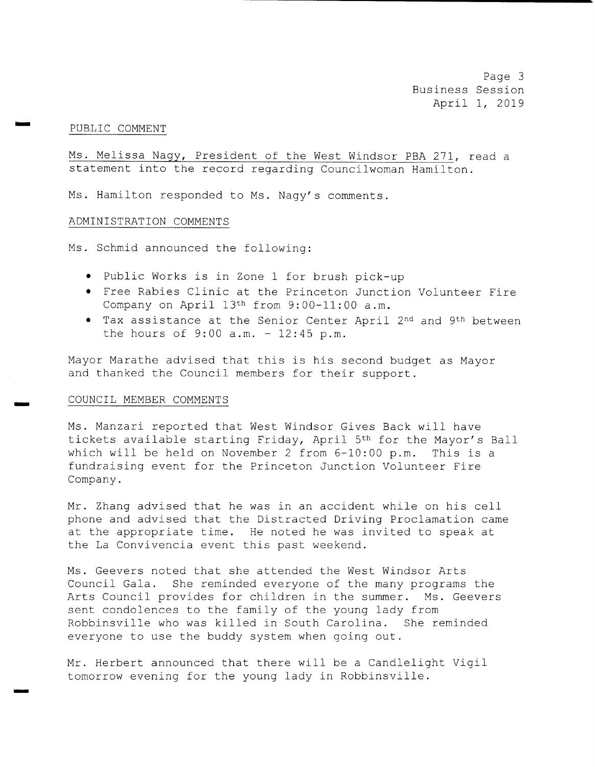## PUBLIC COMMENT

Ms. Melissa Nagy, President of the West Windsor PBA 271, read a statement into the record regarding Councilwoman Hamilton.

Ms. Hamilton responded to Ms. Nagy's comments.

## ADMINISTRATION COMMENTS

Ms. Schmid announced the following:

- Public Works is in Zone 1 for brush pick-up
- Free Rabies Clinic at the Princeton Junction Volunteer Fire Company on April 13th from 9:00-11:00 a.m.
- Tax assistance at the Senior Center April 2nd and 9th between the hours of 9:00 a.m. - 12:45 p.m.

Mayor Marathe advised that this is his second budget as Mayor and thanked the Council members for their support.

## COUNCIL MEMBER COMMENTS

Ms. Manzari reported that West Windsor Gives Back will have tickets available starting Friday, April 5th for the Mayor's Ball which will be held on November 2 from 6-10:00 p.m. This is a fundraising event for the Princeton Junction Volunteer Fire Company.

Mr. Zhang advised that he was in an accident while on his cell phone and advised that the Distracted Driving Proclamation came at the appropriate time. He noted he was invited to speak at the La Convivencia event this past weekend.

Ms. Geevers noted that she attended the West Windsor Arts Council Gala. She reminded everyone of the many programs the Arts Council provides for children in the summer. Ms. Geevers sent condolences to the family of the young lady from Robbinsville who was killed in South Carolina. She reminded everyone to use the buddy system when going out.

Mr. Herbert announced that there will be a Candlelight Vigil tomorrow evening for the young lady in Robbinsville.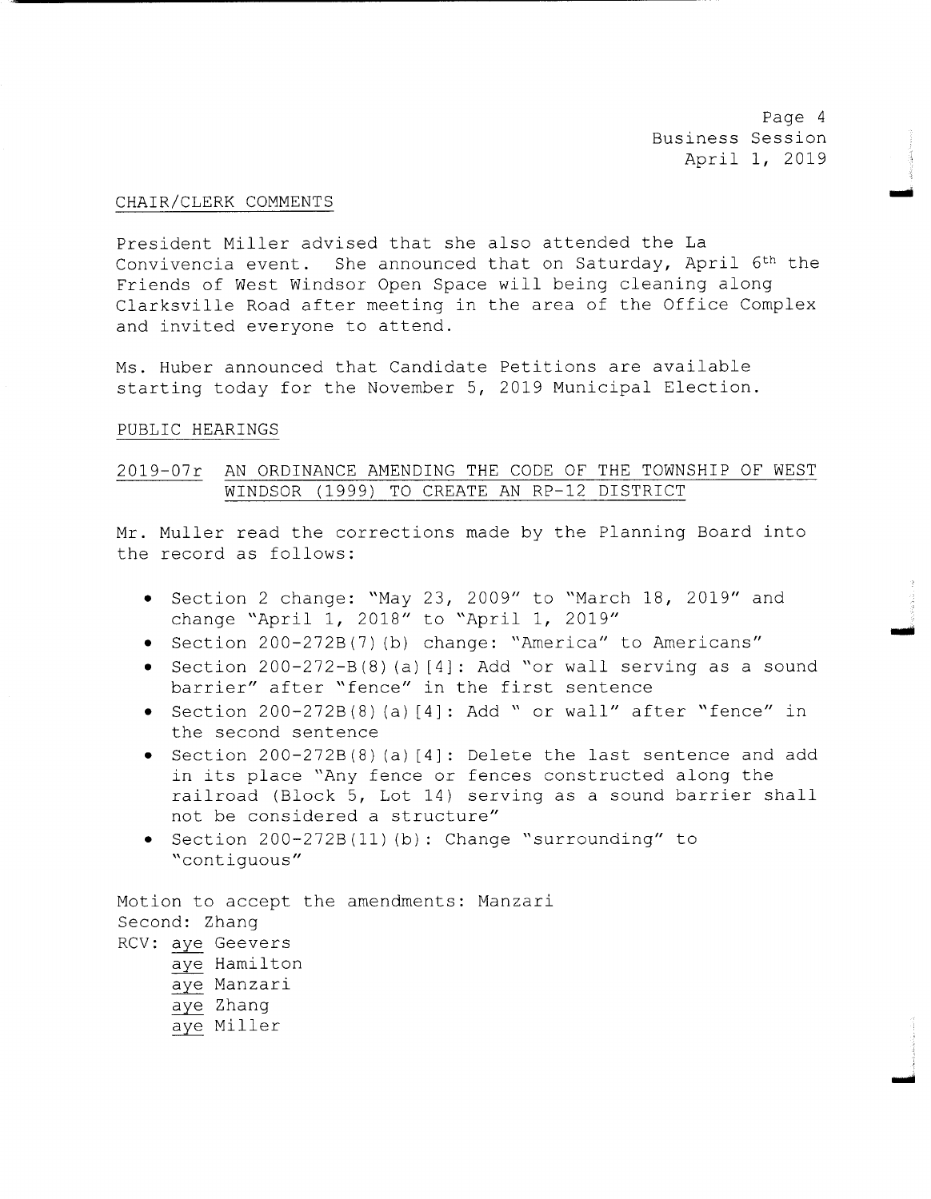## CHAIR/CLERK COMMENTS

President Miller advised that she also attended the La Convivencia event. She announced that on Saturday, April 6th the Friends of West Windsor Open Space will being cleaning along Clarksville Road after meeting in the area of the Office Complex and invited everyone to attend.

Ms. Huber announced that Candidate Petitions are available starting today for the November 5, 2019 Municipal Election.

## PUBLIC HEARINGS

### 2019-07r AN ORDINANCE AMENDING THE CODE OF THE TOWNSHIP OF WEST WINDSOR (1999) TO CREATE AN RP-12 DISTRICT

Mr. Muller read the corrections made by the Planning Board into the record as follows:

- Section 2 change: "May 23, 2009" to "March 18, 2019" and change "April 1, 2018" to "April 1, 2019"
- Section 200-272B(7)(b) change: "America" to Americans"
- Section 200-272-B(8)(a)[4]: Add "or wall serving as a sound barrier" after "fence" in the first sentence
- Section 200-272B(8)(a)[4]: Add " or wall" after "fence" in the second sentence
- Section 200-272B(8)(a)[4]: Delete the last sentence and add in its place "Any fence or fences constructed along the railroad (Block 5, Lot 14) serving as a sound barrier shall not be considered a structure"
- Section 200-272B(11)(b): Change "surrounding" to "contiguous"

Motion to accept the amendments: Manzari
Second: Zhang
RCV: aye Geevers
aye Hamilton
aye Manzari
aye Zhang
aye Miller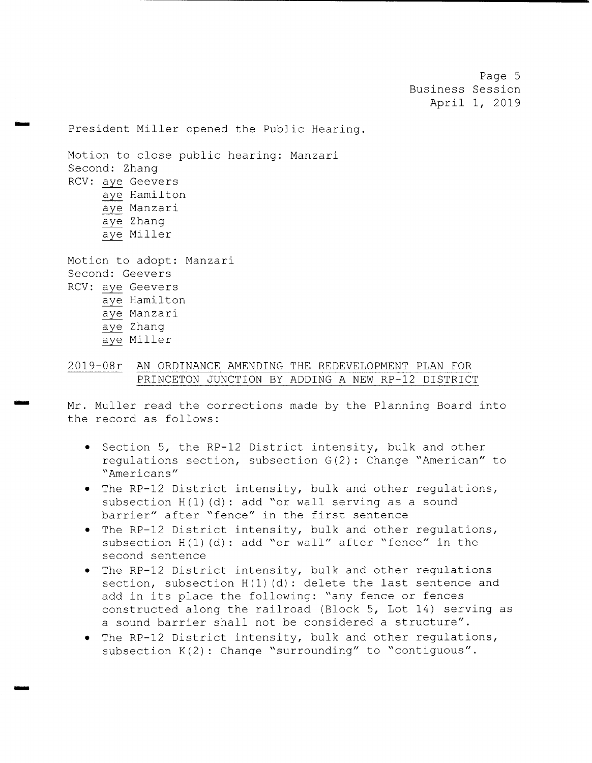President Miller opened the Public Hearing.

Motion to close public hearing: Manzari
Second: Zhang
RCV: aye Geevers
aye Hamilton
aye Manzari
aye Zhang
aye Miller

Motion to adopt: Manzari
Second: Geevers
RCV: aye Geevers
aye Hamilton
aye Manzari
aye Zhang
aye Miller

2019-08r AN ORDINANCE AMENDING THE REDEVELOPMENT PLAN FOR PRINCETON JUNCTION BY ADDING A NEW RP-12 DISTRICT

Mr. Muller read the corrections made by the Planning Board into the record as follows:

- Section 5, the RP-12 District intensity, bulk and other regulations section, subsection G(2): Change "American" to "Americans"
- The RP-12 District intensity, bulk and other regulations, subsection H(1)(d): add "or wall serving as a sound barrier" after "fence" in the first sentence
- The RP-12 District intensity, bulk and other regulations, subsection H(1)(d): add "or wall" after "fence" in the second sentence
- The RP-12 District intensity, bulk and other regulations section, subsection H(1)(d): delete the last sentence and add in its place the following: "any fence or fences constructed along the railroad (Block 5, Lot 14) serving as a sound barrier shall not be considered a structure".
- The RP-12 District intensity, bulk and other regulations, subsection K(2): Change "surrounding" to "contiguous".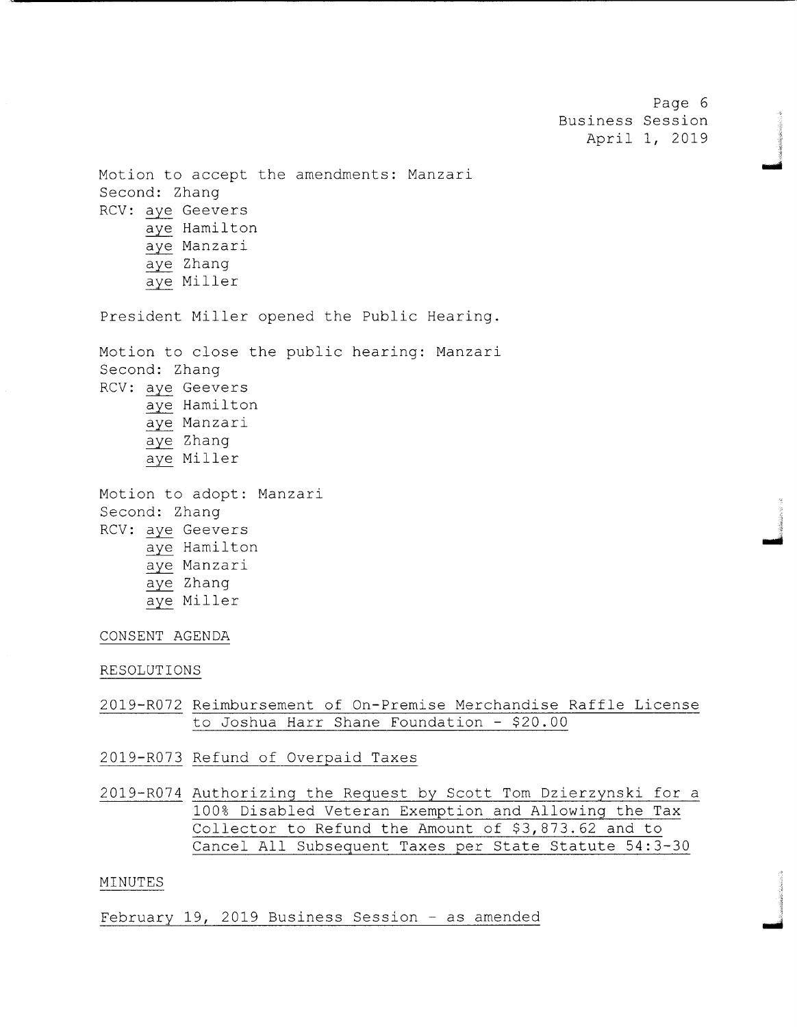Motion to accept the amendments: Manzari
Second: Zhang
RCV: aye Geevers
aye Hamilton
aye Manzari
aye Zhang
aye Miller

President Miller opened the Public Hearing.

Motion to close the public hearing: Manzari
Second: Zhang
RCV: aye Geevers
aye Hamilton
aye Manzari
aye Zhang
aye Miller

Motion to adopt: Manzari
Second: Zhang
RCV: aye Geevers
aye Hamilton
aye Manzari
aye Zhang
aye Miller

CONSENT AGENDA

RESOLUTIONS

2019-R072 Reimbursement of On-Premise Merchandise Raffle License to Joshua Harr Shane Foundation - $20.00

2019-R073 Refund of Overpaid Taxes

2019-R074 Authorizing the Request by Scott Tom Dzierzynski for a 100% Disabled Veteran Exemption and Allowing the Tax Collector to Refund the Amount of $3,873.62 and to Cancel All Subsequent Taxes per State Statute 54:3-30

MINUTES

February 19, 2019 Business Session - as amended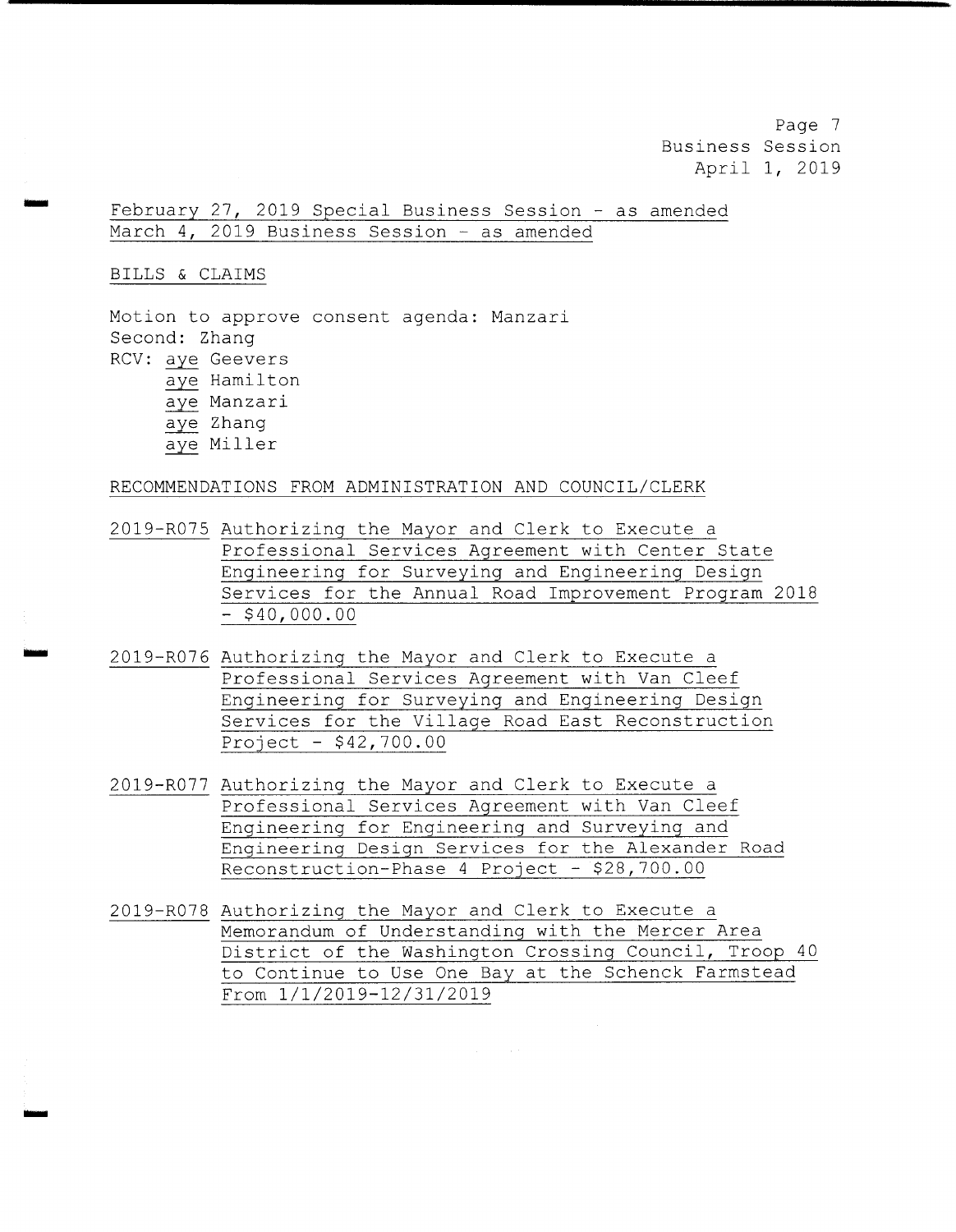February 27, 2019 Special Business Session - as amended
March 4, 2019 Business Session - as amended

BILLS & CLAIMS

Motion to approve consent agenda: Manzari
Second: Zhang
RCV: aye Geevers
aye Hamilton
aye Manzari
aye Zhang
aye Miller

RECOMMENDATIONS FROM ADMINISTRATION AND COUNCIL/CLERK

2019-R075 Authorizing the Mayor and Clerk to Execute a Professional Services Agreement with Center State Engineering for Surveying and Engineering Design Services for the Annual Road Improvement Program 2018 - $40,000.00

2019-R076 Authorizing the Mayor and Clerk to Execute a Professional Services Agreement with Van Cleef Engineering for Surveying and Engineering Design Services for the Village Road East Reconstruction Project - $42,700.00

2019-R077 Authorizing the Mayor and Clerk to Execute a Professional Services Agreement with Van Cleef Engineering for Engineering and Surveying and Engineering Design Services for the Alexander Road Reconstruction-Phase 4 Project - $28,700.00

2019-R078 Authorizing the Mayor and Clerk to Execute a Memorandum of Understanding with the Mercer Area District of the Washington Crossing Council, Troop 40 to Continue to Use One Bay at the Schenck Farmstead From 1/1/2019-12/31/2019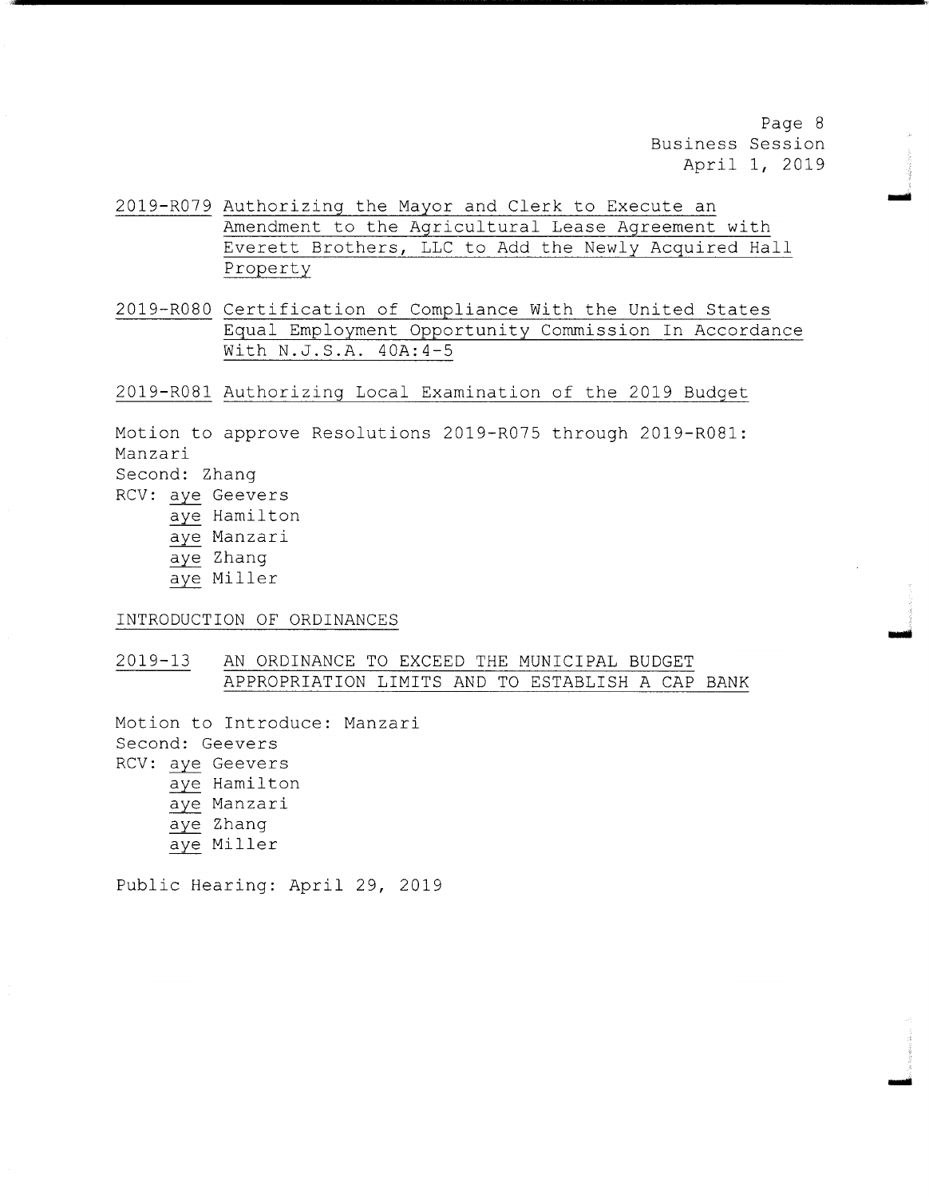2019-R079 Authorizing the Mayor and Clerk to Execute an Amendment to the Agricultural Lease Agreement with Everett Brothers, LLC to Add the Newly Acquired Hall Property

2019-R080 Certification of Compliance With the United States Equal Employment Opportunity Commission In Accordance With N.J.S.A. 40A:4-5

2019-R081 Authorizing Local Examination of the 2019 Budget

Motion to approve Resolutions 2019-R075 through 2019-R081: Manzari
Second: Zhang
RCV: aye Geevers
aye Hamilton
aye Manzari
aye Zhang
aye Miller

INTRODUCTION OF ORDINANCES

2019-13 AN ORDINANCE TO EXCEED THE MUNICIPAL BUDGET APPROPRIATION LIMITS AND TO ESTABLISH A CAP BANK

Motion to Introduce: Manzari
Second: Geevers
RCV: aye Geevers
aye Hamilton
aye Manzari
aye Zhang
aye Miller

Public Hearing: April 29, 2019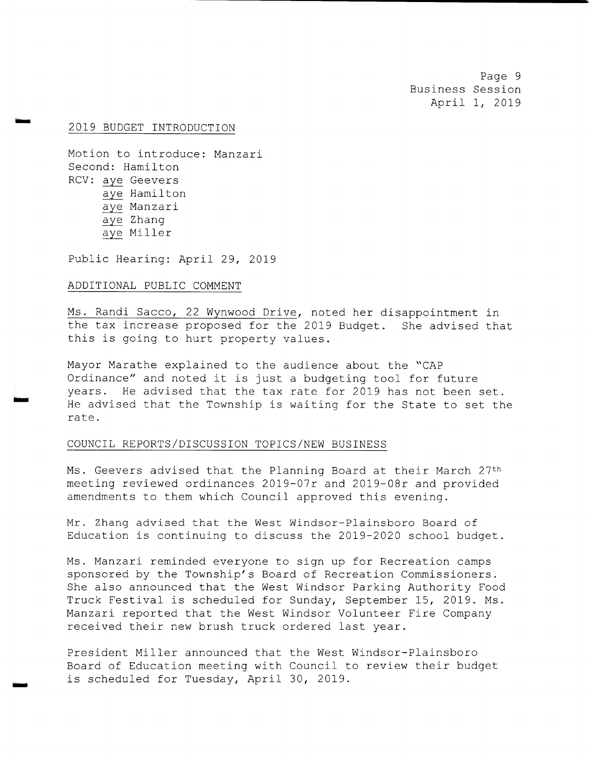## 2019 BUDGET INTRODUCTION

Motion to introduce: Manzari
Second: Hamilton
RCV: aye Geevers
aye Hamilton
aye Manzari
aye Zhang
aye Miller

Public Hearing: April 29, 2019

## ADDITIONAL PUBLIC COMMENT

Ms. Randi Sacco, 22 Wynwood Drive, noted her disappointment in the tax increase proposed for the 2019 Budget. She advised that this is going to hurt property values.

Mayor Marathe explained to the audience about the "CAP Ordinance" and noted it is just a budgeting tool for future years. He advised that the tax rate for 2019 has not been set. He advised that the Township is waiting for the State to set the rate.

## COUNCIL REPORTS/DISCUSSION TOPICS/NEW BUSINESS

Ms. Geevers advised that the Planning Board at their March 27th meeting reviewed ordinances 2019-07r and 2019-08r and provided amendments to them which Council approved this evening.

Mr. Zhang advised that the West Windsor-Plainsboro Board of Education is continuing to discuss the 2019-2020 school budget.

Ms. Manzari reminded everyone to sign up for Recreation camps sponsored by the Township's Board of Recreation Commissioners. She also announced that the West Windsor Parking Authority Food Truck Festival is scheduled for Sunday, September 15, 2019. Ms. Manzari reported that the West Windsor Volunteer Fire Company received their new brush truck ordered last year.

President Miller announced that the West Windsor-Plainsboro Board of Education meeting with Council to review their budget is scheduled for Tuesday, April 30, 2019.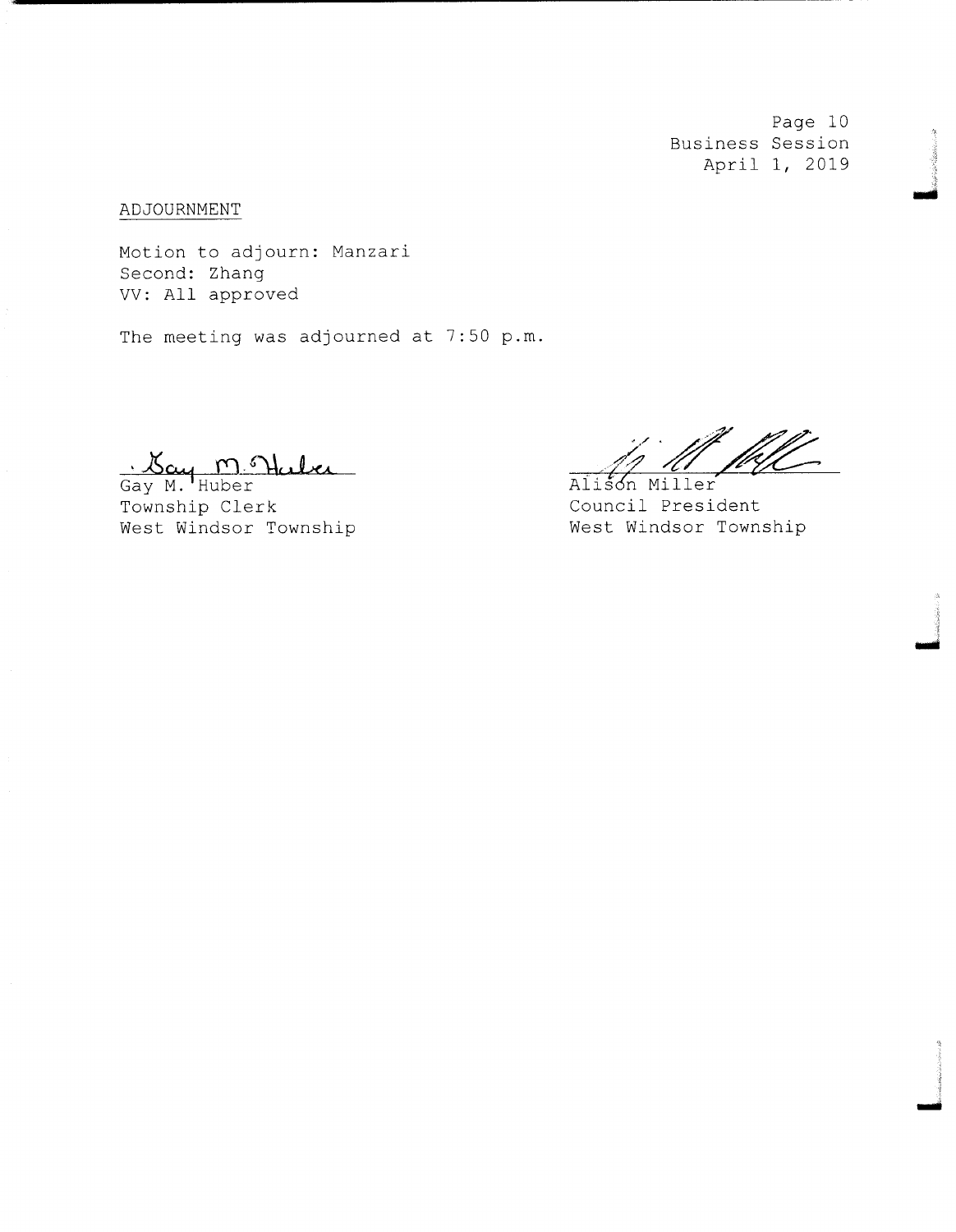## ADJOURNMENT

Motion to adjourn: Manzari
Second: Zhang
VV: All approved

The meeting was adjourned at 7:50 p.m.

Gay M. Huber
Township Clerk
West Windsor Township

Alison Miller
Council President
West Windsor Township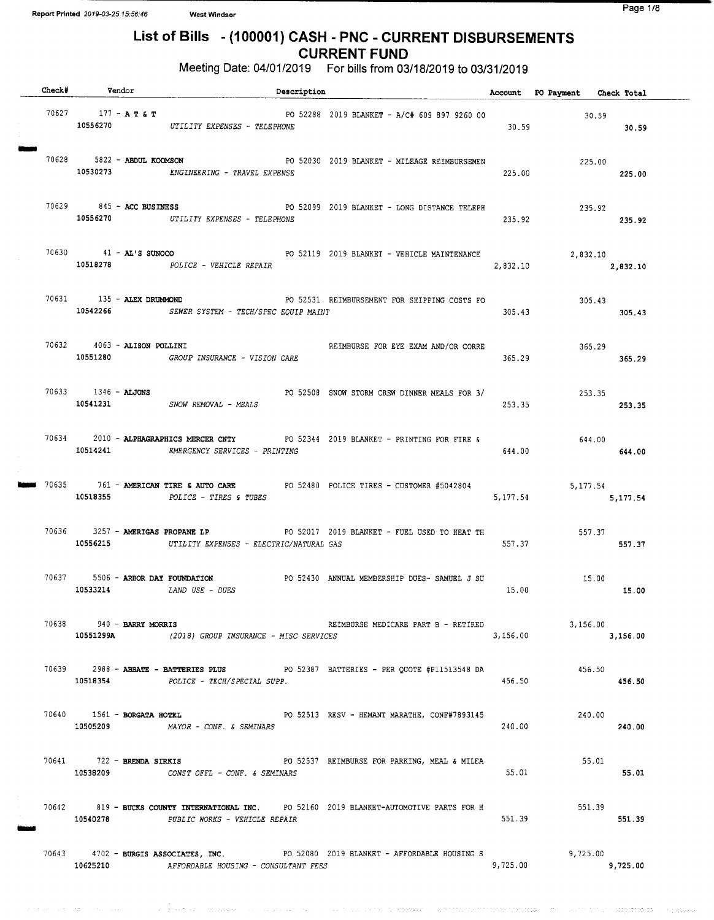# List of Bills - (100001) CASH - PNC - CURRENT DISBURSEMENTS
## CURRENT FUND

Meeting Date: 04/01/2019 For bills from 03/18/2019 to 03/31/2019

| Check# | Vendor | Description | Account | PO Payment | Check Total |
|---|---|---|---|---|---|
| 70627 | 177 - A T & T | PO 52288 2019 BLANKET - A/C# 609 897 9260 00 | | 30.59 | |
| | 10556270 | UTILITY EXPENSES - TELEPHONE | 30.59 | | 30.59 |
| 70628 | 5822 - ABDUL KOOMSON | PO 52030 2019 BLANKET - MILEAGE REIMBURSEMEN | | 225.00 | |
| | 10530273 | ENGINEERING - TRAVEL EXPENSE | 225.00 | | 225.00 |
| 70629 | 845 - ACC BUSINESS | PO 52099 2019 BLANKET - LONG DISTANCE TELEPH | | 235.92 | |
| | 10556270 | UTILITY EXPENSES - TELEPHONE | 235.92 | | 235.92 |
| 70630 | 41 - AL'S SUNOCO | PO 52119 2019 BLANKET - VEHICLE MAINTENANCE | | 2,832.10 | |
| | 10518278 | POLICE - VEHICLE REPAIR | 2,832.10 | | 2,832.10 |
| 70631 | 135 - ALEX DRUMMOND | PO 52531 REIMBURSEMENT FOR SHIPPING COSTS FO | | 305.43 | |
| | 10542266 | SEWER SYSTEM - TECH/SPEC EQUIP MAINT | 305.43 | | 305.43 |
| 70632 | 4063 - ALISON POLLINI | REIMBURSE FOR EYE EXAM AND/OR CORRE | | 365.29 | |
| | 10551280 | GROUP INSURANCE - VISION CARE | 365.29 | | 365.29 |
| 70633 | 1346 - ALJONS | PO 52508 SNOW STORM CREW DINNER MEALS FOR 3/ | | 253.35 | |
| | 10541231 | SNOW REMOVAL - MEALS | 253.35 | | 253.35 |
| 70634 | 2010 - ALPHAGRAPHICS MERCER CNTY | PO 52344 2019 BLANKET - PRINTING FOR FIRE & | | 644.00 | |
| | 10514241 | EMERGENCY SERVICES - PRINTING | 644.00 | | 644.00 |
| 70635 | 761 - AMERICAN TIRE & AUTO CARE | PO 52480 POLICE TIRES - CUSTOMER #5042804 | | 5,177.54 | |
| | 10518355 | POLICE - TIRES & TUBES | 5,177.54 | | 5,177.54 |
| 70636 | 3257 - AMERIGAS PROPANE LP | PO 52017 2019 BLANKET - FUEL USED TO HEAT TH | | 557.37 | |
| | 10556215 | UTILITY EXPENSES - ELECTRIC/NATURAL GAS | 557.37 | | 557.37 |
| 70637 | 5506 - ARBOR DAY FOUNDATION | PO 52430 ANNUAL MEMBERSHIP DUES- SAMUEL J SU | | 15.00 | |
| | 10533214 | LAND USE - DUES | 15.00 | | 15.00 |
| 70638 | 940 - BARRY MORRIS | REIMBURSE MEDICARE PART B - RETIRED | | 3,156.00 | |
| | 10551299A | (2018) GROUP INSURANCE - MISC SERVICES | 3,156.00 | | 3,156.00 |
| 70639 | 2988 - ABBATE - BATTERIES PLUS | PO 52387 BATTERIES - PER QUOTE #P11513548 DA | | 456.50 | |
| | 10518354 | POLICE - TECH/SPECIAL SUPP. | 456.50 | | 456.50 |
| 70640 | 1561 - BORGATA HOTEL | PO 52513 RESV - HEMANT MARATHE, CONF#7893145 | | 240.00 | |
| | 10505209 | MAYOR - CONF. & SEMINARS | 240.00 | | 240.00 |
| 70641 | 722 - BRENDA SIRKIS | PO 52537 REIMBURSE FOR PARKING, MEAL & MILEA | | 55.01 | |
| | 10538209 | CONST OFFL - CONF. & SEMINARS | 55.01 | | 55.01 |
| 70642 | 819 - BUCKS COUNTY INTERNATIONAL INC. | PO 52160 2019 BLANKET-AUTOMOTIVE PARTS FOR H | | 551.39 | |
| | 10540278 | PUBLIC WORKS - VEHICLE REPAIR | 551.39 | | 551.39 |
| 70643 | 4702 - BURGIS ASSOCIATES, INC. | PO 52080 2019 BLANKET - AFFORDABLE HOUSING S | | 9,725.00 | |
| | 10625210 | AFFORDABLE HOUSING - CONSULTANT FEES | 9,725.00 | | 9,725.00 |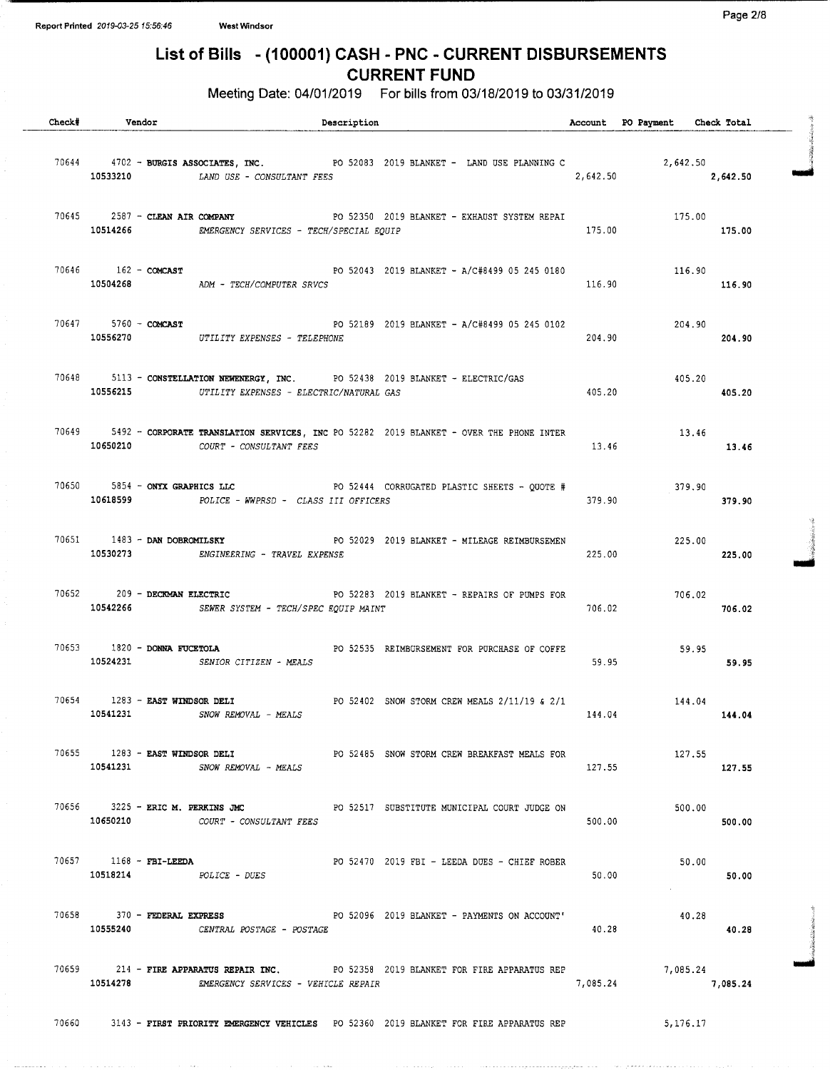Report Printed 2019-03-25 15:56:46 West Windsor

# List of Bills - (100001) CASH - PNC - CURRENT DISBURSEMENTS
## CURRENT FUND

Meeting Date: 04/01/2019 For bills from 03/18/2019 to 03/31/2019

| Check# | Vendor | Description | Account | PO Payment | Check Total |
|---|---|---|---|---|---|
| 70644 | 4702 - **BURGIS ASSOCIATES, INC.** | PO 52083 2019 BLANKET - LAND USE PLANNING C | | 2,642.50 | |
| | 10533210 | *LAND USE - CONSULTANT FEES* | 2,642.50 | | **2,642.50** |
| 70645 | 2587 - **CLEAN AIR COMPANY** | PO 52350 2019 BLANKET - EXHAUST SYSTEM REPAI | | 175.00 | |
| | 10514266 | *EMERGENCY SERVICES - TECH/SPECIAL EQUIP* | 175.00 | | **175.00** |
| 70646 | 162 - **COMCAST** | PO 52043 2019 BLANKET - A/C#8499 05 245 0180 | | 116.90 | |
| | 10504268 | *ADM - TECH/COMPUTER SRVCS* | 116.90 | | **116.90** |
| 70647 | 5760 - **COMCAST** | PO 52189 2019 BLANKET - A/C#8499 05 245 0102 | | 204.90 | |
| | 10556270 | *UTILITY EXPENSES - TELEPHONE* | 204.90 | | **204.90** |
| 70648 | 5113 - **CONSTELLATION NEWENERGY, INC.** | PO 52438 2019 BLANKET - ELECTRIC/GAS | | 405.20 | |
| | 10556215 | *UTILITY EXPENSES - ELECTRIC/NATURAL GAS* | 405.20 | | **405.20** |
| 70649 | 5492 - **CORPORATE TRANSLATION SERVICES, INC** | PO 52282 2019 BLANKET - OVER THE PHONE INTER | | 13.46 | |
| | 10650210 | *COURT - CONSULTANT FEES* | 13.46 | | **13.46** |
| 70650 | 5854 - **ONYX GRAPHICS LLC** | PO 52444 CORRUGATED PLASTIC SHEETS - QUOTE # | | 379.90 | |
| | 10618599 | *POLICE - WWPRSD - CLASS III OFFICERS* | 379.90 | | **379.90** |
| 70651 | 1483 - **DAN DOBROMILSKY** | PO 52029 2019 BLANKET - MILEAGE REIMBURSEMEN | | 225.00 | |
| | 10530273 | *ENGINEERING - TRAVEL EXPENSE* | 225.00 | | **225.00** |
| 70652 | 209 - **DECKMAN ELECTRIC** | PO 52283 2019 BLANKET - REPAIRS OF PUMPS FOR | | 706.02 | |
| | 10542266 | *SEWER SYSTEM - TECH/SPEC EQUIP MAINT* | 706.02 | | **706.02** |
| 70653 | 1820 - **DONNA FUCETOLA** | PO 52535 REIMBURSEMENT FOR PURCHASE OF COFFE | | 59.95 | |
| | 10524231 | *SENIOR CITIZEN - MEALS* | 59.95 | | **59.95** |
| 70654 | 1283 - **EAST WINDSOR DELI** | PO 52402 SNOW STORM CREW MEALS 2/11/19 & 2/1 | | 144.04 | |
| | 10541231 | *SNOW REMOVAL - MEALS* | 144.04 | | **144.04** |
| 70655 | 1283 - **EAST WINDSOR DELI** | PO 52485 SNOW STORM CREW BREAKFAST MEALS FOR | | 127.55 | |
| | 10541231 | *SNOW REMOVAL - MEALS* | 127.55 | | **127.55** |
| 70656 | 3225 - **ERIC M. PERKINS JMC** | PO 52517 SUBSTITUTE MUNICIPAL COURT JUDGE ON | | 500.00 | |
| | 10650210 | *COURT - CONSULTANT FEES* | 500.00 | | **500.00** |
| 70657 | 1168 - **FBI-LEEDA** | PO 52470 2019 FBI - LEEDA DUES - CHIEF ROBER | | 50.00 | |
| | 10518214 | *POLICE - DUES* | 50.00 | | **50.00** |
| 70658 | 370 - **FEDERAL EXPRESS** | PO 52096 2019 BLANKET - PAYMENTS ON ACCOUNT' | | 40.28 | |
| | 10555240 | *CENTRAL POSTAGE - POSTAGE* | 40.28 | | **40.28** |
| 70659 | 214 - **FIRE APPARATUS REPAIR INC.** | PO 52358 2019 BLANKET FOR FIRE APPARATUS REP | | 7,085.24 | |
| | 10514278 | *EMERGENCY SERVICES - VEHICLE REPAIR* | 7,085.24 | | **7,085.24** |
| 70660 | 3143 - **FIRST PRIORITY EMERGENCY VEHICLES** | PO 52360 2019 BLANKET FOR FIRE APPARATUS REP | | 5,176.17 | |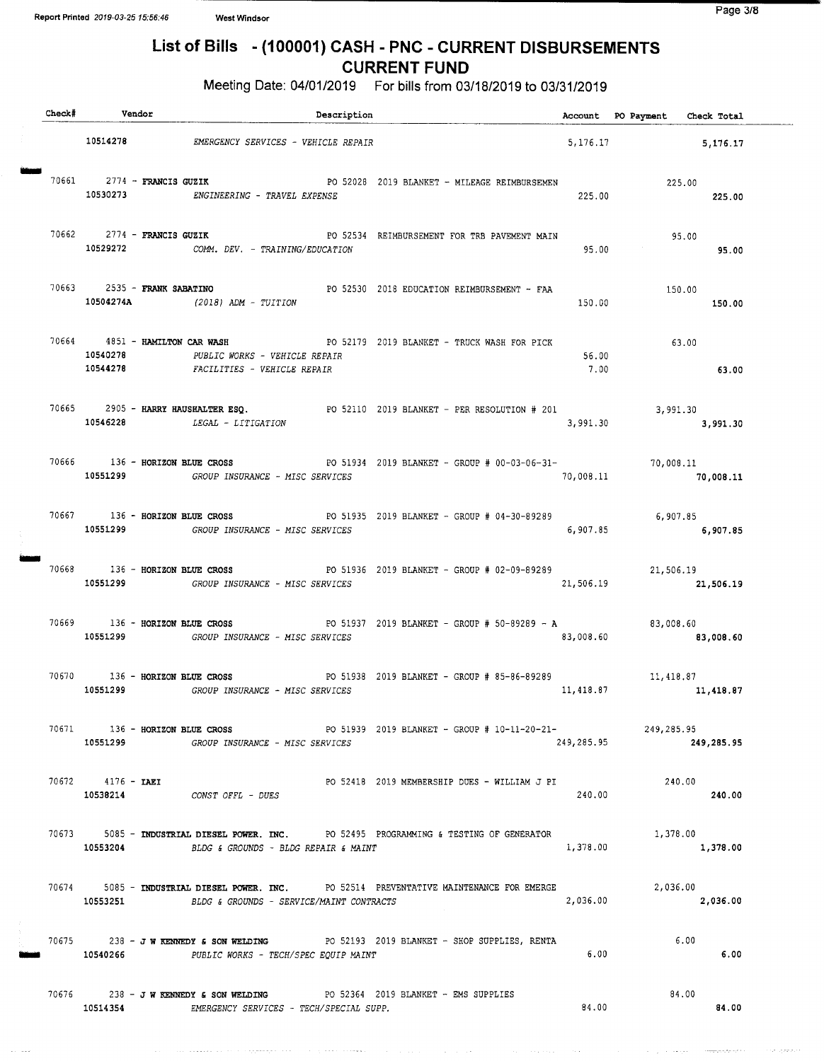# List of Bills - (100001) CASH - PNC - CURRENT DISBURSEMENTS

## CURRENT FUND

Meeting Date: 04/01/2019 For bills from 03/18/2019 to 03/31/2019

| Check# | Vendor | Description | Account | PO Payment | Check Total |
|---|---|---|---|---|---|
| | 10514278 | EMERGENCY SERVICES - VEHICLE REPAIR | 5,176.17 | | 5,176.17 |
| 70661 | 2774 - **FRANCIS GUZIK** | PO 52028 2019 BLANKET - MILEAGE REIMBURSEMEN | | 225.00 | |
| | 10530273 | ENGINEERING - TRAVEL EXPENSE | 225.00 | | 225.00 |
| 70662 | 2774 - **FRANCIS GUZIK** | PO 52534 REIMBURSEMENT FOR TRB PAVEMENT MAIN | | 95.00 | |
| | 10529272 | COMM. DEV. - TRAINING/EDUCATION | 95.00 | | 95.00 |
| 70663 | 2535 - **FRANK SABATINO** | PO 52530 2018 EDUCATION REIMBURSEMENT - FAA | | 150.00 | |
| | 10504274A | (2018) ADM - TUITION | 150.00 | | 150.00 |
| 70664 | 4851 - **HAMILTON CAR WASH** | PO 52179 2019 BLANKET - TRUCK WASH FOR PICK | | 63.00 | |
| | 10540278 | PUBLIC WORKS - VEHICLE REPAIR | 56.00 | | |
| | 10544278 | FACILITIES - VEHICLE REPAIR | 7.00 | | 63.00 |
| 70665 | 2905 - **HARRY HAUSHALTER ESQ.** | PO 52110 2019 BLANKET - PER RESOLUTION # 201 | | 3,991.30 | |
| | 10546228 | LEGAL - LITIGATION | 3,991.30 | | 3,991.30 |
| 70666 | 136 - **HORIZON BLUE CROSS** | PO 51934 2019 BLANKET - GROUP # 00-03-06-31- | | 70,008.11 | |
| | 10551299 | GROUP INSURANCE - MISC SERVICES | 70,008.11 | | 70,008.11 |
| 70667 | 136 - **HORIZON BLUE CROSS** | PO 51935 2019 BLANKET - GROUP # 04-30-89289 | | 6,907.85 | |
| | 10551299 | GROUP INSURANCE - MISC SERVICES | 6,907.85 | | 6,907.85 |
| 70668 | 136 - **HORIZON BLUE CROSS** | PO 51936 2019 BLANKET - GROUP # 02-09-89289 | | 21,506.19 | |
| | 10551299 | GROUP INSURANCE - MISC SERVICES | 21,506.19 | | 21,506.19 |
| 70669 | 136 - **HORIZON BLUE CROSS** | PO 51937 2019 BLANKET - GROUP # 50-89289 - A | | 83,008.60 | |
| | 10551299 | GROUP INSURANCE - MISC SERVICES | 83,008.60 | | 83,008.60 |
| 70670 | 136 - **HORIZON BLUE CROSS** | PO 51938 2019 BLANKET - GROUP # 85-86-89289 | | 11,418.87 | |
| | 10551299 | GROUP INSURANCE - MISC SERVICES | 11,418.87 | | 11,418.87 |
| 70671 | 136 - **HORIZON BLUE CROSS** | PO 51939 2019 BLANKET - GROUP # 10-11-20-21- | | 249,285.95 | |
| | 10551299 | GROUP INSURANCE - MISC SERVICES | 249,285.95 | | 249,285.95 |
| 70672 | 4176 - **IAEI** | PO 52418 2019 MEMBERSHIP DUES - WILLIAM J PI | | 240.00 | |
| | 10538214 | CONST OFFL - DUES | 240.00 | | 240.00 |
| 70673 | 5085 - **INDUSTRIAL DIESEL POWER. INC.** | PO 52495 PROGRAMMING & TESTING OF GENERATOR | | 1,378.00 | |
| | 10553204 | BLDG & GROUNDS - BLDG REPAIR & MAINT | 1,378.00 | | 1,378.00 |
| 70674 | 5085 - **INDUSTRIAL DIESEL POWER. INC.** | PO 52514 PREVENTATIVE MAINTENANCE FOR EMERGE | | 2,036.00 | |
| | 10553251 | BLDG & GROUNDS - SERVICE/MAINT CONTRACTS | 2,036.00 | | 2,036.00 |
| 70675 | 238 - **J W KENNEDY & SON WELDING** | PO 52193 2019 BLANKET - SHOP SUPPLIES, RENTA | | 6.00 | |
| | 10540266 | PUBLIC WORKS - TECH/SPEC EQUIP MAINT | 6.00 | | 6.00 |
| 70676 | 238 - **J W KENNEDY & SON WELDING** | PO 52364 2019 BLANKET - EMS SUPPLIES | | 84.00 | |
| | 10514354 | EMERGENCY SERVICES - TECH/SPECIAL SUPP. | 84.00 | | 84.00 |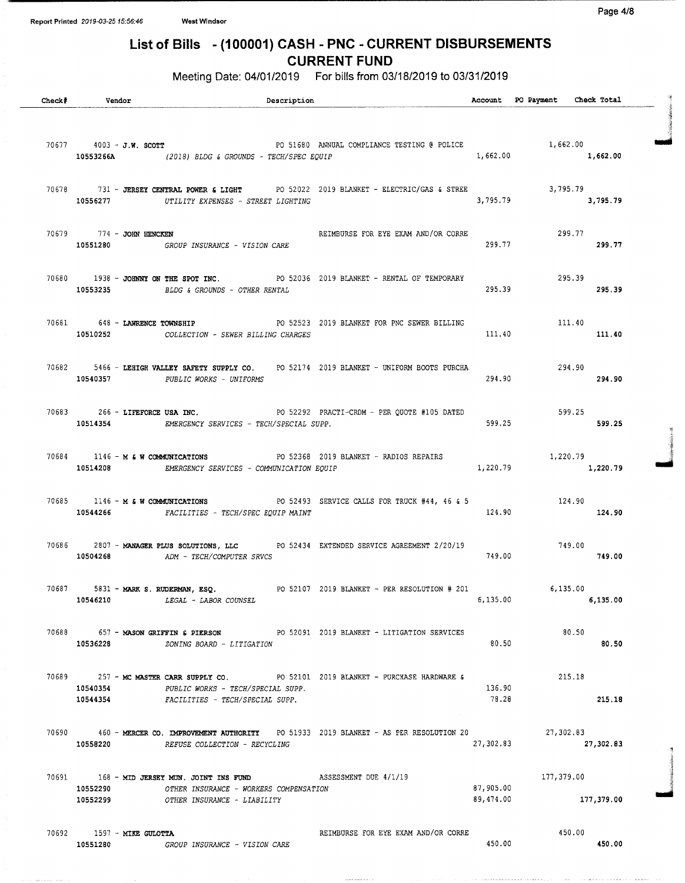# List of Bills - (100001) CASH - PNC - CURRENT DISBURSEMENTS

## CURRENT FUND

Meeting Date: 04/01/2019 For bills from 03/18/2019 to 03/31/2019

| Check# | Vendor | Description | Account | PO Payment | Check Total |
|---|---|---|---|---|---|
| 70677 | 4003 - **J.W. SCOTT** | PO 51680 ANNUAL COMPLIANCE TESTING @ POLICE | | 1,662.00 | |
| | **10553266A** | *(2018) BLDG & GROUNDS - TECH/SPEC EQUIP* | 1,662.00 | | **1,662.00** |
| 70678 | 731 - **JERSEY CENTRAL POWER & LIGHT** | PO 52022 2019 BLANKET - ELECTRIC/GAS & STREE | | 3,795.79 | |
| | **10556277** | *UTILITY EXPENSES - STREET LIGHTING* | 3,795.79 | | **3,795.79** |
| 70679 | 774 - **JOHN HENCKEN** | REIMBURSE FOR EYE EXAM AND/OR CORRE | | 299.77 | |
| | **10551280** | *GROUP INSURANCE - VISION CARE* | 299.77 | | **299.77** |
| 70680 | 1938 - **JOHNNY ON THE SPOT INC.** | PO 52036 2019 BLANKET - RENTAL OF TEMPORARY | | 295.39 | |
| | **10553235** | *BLDG & GROUNDS - OTHER RENTAL* | 295.39 | | **295.39** |
| 70681 | 648 - **LAWRENCE TOWNSHIP** | PO 52523 2019 BLANKET FOR PNC SEWER BILLING | | 111.40 | |
| | **10510252** | *COLLECTION - SEWER BILLING CHARGES* | 111.40 | | **111.40** |
| 70682 | 5466 - **LEHIGH VALLEY SAFETY SUPPLY CO.** | PO 52174 2019 BLANKET - UNIFORM BOOTS PURCHA | | 294.90 | |
| | **10540357** | *PUBLIC WORKS - UNIFORMS* | 294.90 | | **294.90** |
| 70683 | 266 - **LIFEFORCE USA INC.** | PO 52292 PRACTI-CRDM - PER QUOTE #105 DATED | | 599.25 | |
| | **10514354** | *EMERGENCY SERVICES - TECH/SPECIAL SUPP.* | 599.25 | | **599.25** |
| 70684 | 1146 - **M & W COMMUNICATIONS** | PO 52368 2019 BLANKET - RADIOS REPAIRS | | 1,220.79 | |
| | **10514208** | *EMERGENCY SERVICES - COMMUNICATION EQUIP* | 1,220.79 | | **1,220.79** |
| 70685 | 1146 - **M & W COMMUNICATIONS** | PO 52493 SERVICE CALLS FOR TRUCK #44, 46 & 5 | | 124.90 | |
| | **10544266** | *FACILITIES - TECH/SPEC EQUIP MAINT* | 124.90 | | **124.90** |
| 70686 | 2807 - **MANAGER PLUS SOLUTIONS, LLC** | PO 52434 EXTENDED SERVICE AGREEMENT 2/20/19 | | 749.00 | |
| | **10504268** | *ADM - TECH/COMPUTER SRVCS* | 749.00 | | **749.00** |
| 70687 | 5831 - **MARK S. RUDERMAN, ESQ.** | PO 52107 2019 BLANKET - PER RESOLUTION # 201 | | 6,135.00 | |
| | **10546210** | *LEGAL - LABOR COUNSEL* | 6,135.00 | | **6,135.00** |
| 70688 | 657 - **MASON GRIFFIN & PIERSON** | PO 52091 2019 BLANKET - LITIGATION SERVICES | | 80.50 | |
| | **10536228** | *ZONING BOARD - LITIGATION* | 80.50 | | **80.50** |
| 70689 | 257 - **MC MASTER CARR SUPPLY CO.** | PO 52101 2019 BLANKET - PURCHASE HARDWARE & | | 215.18 | |
| | **10540354** | *PUBLIC WORKS - TECH/SPECIAL SUPP.* | 136.90 | | |
| | **10544354** | *FACILITIES - TECH/SPECIAL SUPP.* | 78.28 | | **215.18** |
| 70690 | 460 - **MERCER CO. IMPROVEMENT AUTHORITY** | PO 51933 2019 BLANKET - AS PER RESOLUTION 20 | | 27,302.83 | |
| | **10558220** | *REFUSE COLLECTION - RECYCLING* | 27,302.83 | | **27,302.83** |
| 70691 | 168 - **MID JERSEY MUN. JOINT INS FUND** | ASSESSMENT DUE 4/1/19 | | 177,379.00 | |
| | **10552290** | *OTHER INSURANCE - WORKERS COMPENSATION* | 87,905.00 | | |
| | **10552299** | *OTHER INSURANCE - LIABILITY* | 89,474.00 | | **177,379.00** |
| 70692 | 1597 - **MIKE GULOTTA** | REIMBURSE FOR EYE EXAM AND/OR CORRE | | 450.00 | |
| | **10551280** | *GROUP INSURANCE - VISION CARE* | 450.00 | | **450.00** |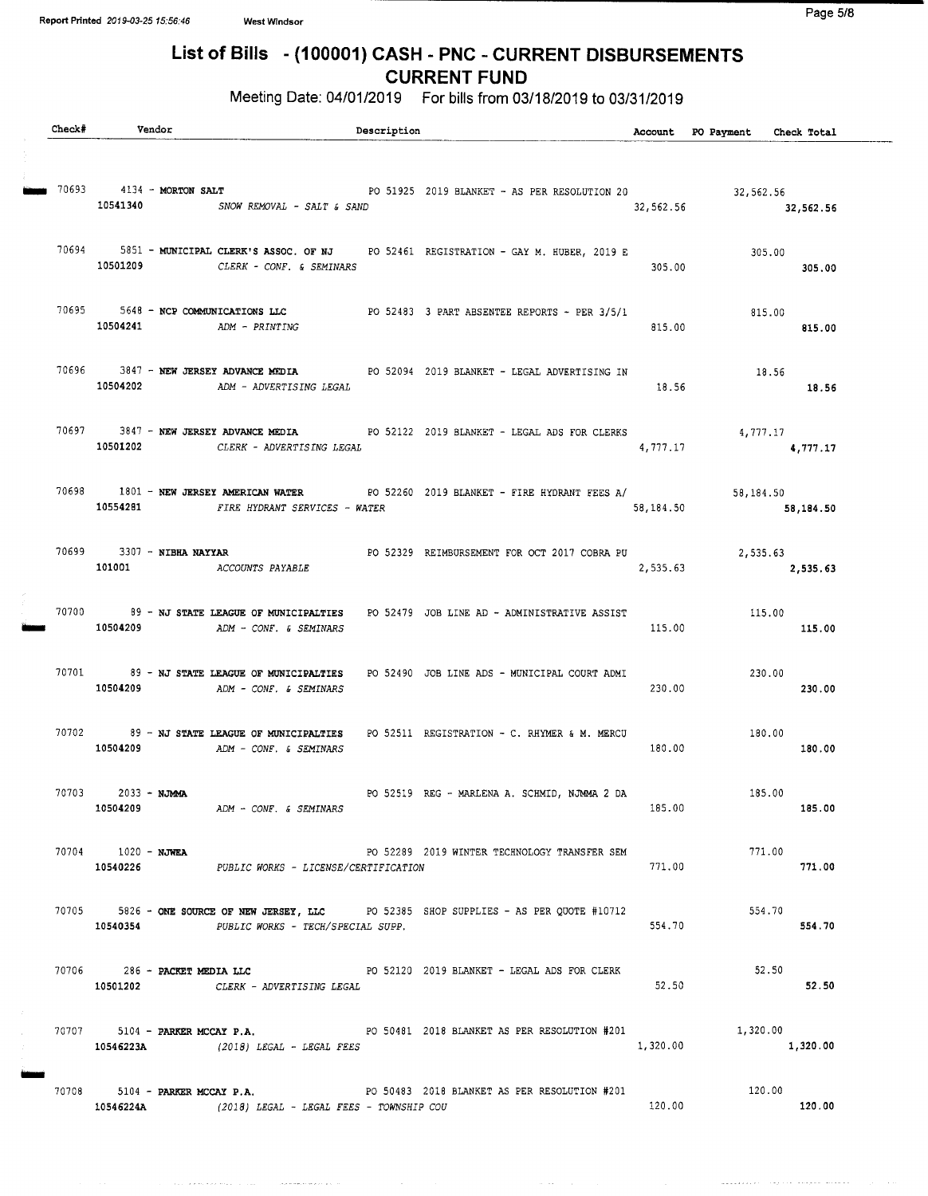# List of Bills - (100001) CASH - PNC - CURRENT DISBURSEMENTS
## CURRENT FUND

Meeting Date: 04/01/2019 For bills from 03/18/2019 to 03/31/2019

| Check# | Vendor | Description | Account | PO Payment | Check Total |
|---|---|---|---|---|---|
| 70693 | 4134 - MORTON SALT | PO 51925 2019 BLANKET - AS PER RESOLUTION 20 | | 32,562.56 | |
| | 10541340 | SNOW REMOVAL - SALT & SAND | 32,562.56 | | 32,562.56 |
| 70694 | 5851 - MUNICIPAL CLERK'S ASSOC. OF NJ | PO 52461 REGISTRATION - GAY M. HUBER, 2019 E | | 305.00 | |
| | 10501209 | CLERK - CONF. & SEMINARS | 305.00 | | 305.00 |
| 70695 | 5648 - NCP COMMUNICATIONS LLC | PO 52483 3 PART ABSENTEE REPORTS - PER 3/5/1 | | 815.00 | |
| | 10504241 | ADM - PRINTING | 815.00 | | 815.00 |
| 70696 | 3847 - NEW JERSEY ADVANCE MEDIA | PO 52094 2019 BLANKET - LEGAL ADVERTISING IN | | 18.56 | |
| | 10504202 | ADM - ADVERTISING LEGAL | 18.56 | | 18.56 |
| 70697 | 3847 - NEW JERSEY ADVANCE MEDIA | PO 52122 2019 BLANKET - LEGAL ADS FOR CLERKS | | 4,777.17 | |
| | 10501202 | CLERK - ADVERTISING LEGAL | 4,777.17 | | 4,777.17 |
| 70698 | 1801 - NEW JERSEY AMERICAN WATER | PO 52260 2019 BLANKET - FIRE HYDRANT FEES A/ | | 58,184.50 | |
| | 10554281 | FIRE HYDRANT SERVICES - WATER | 58,184.50 | | 58,184.50 |
| 70699 | 3307 - NIBHA NAYYAR | PO 52329 REIMBURSEMENT FOR OCT 2017 COBRA PU | | 2,535.63 | |
| | 101001 | ACCOUNTS PAYABLE | 2,535.63 | | 2,535.63 |
| 70700 | 89 - NJ STATE LEAGUE OF MUNICIPALTIES | PO 52479 JOB LINE AD - ADMINISTRATIVE ASSIST | | 115.00 | |
| | 10504209 | ADM - CONF. & SEMINARS | 115.00 | | 115.00 |
| 70701 | 89 - NJ STATE LEAGUE OF MUNICIPALTIES | PO 52490 JOB LINE ADS - MUNICIPAL COURT ADMI | | 230.00 | |
| | 10504209 | ADM - CONF. & SEMINARS | 230.00 | | 230.00 |
| 70702 | 89 - NJ STATE LEAGUE OF MUNICIPALTIES | PO 52511 REGISTRATION - C. RHYMER & M. MERCU | | 180.00 | |
| | 10504209 | ADM - CONF. & SEMINARS | 180.00 | | 180.00 |
| 70703 | 2033 - NJMMA | PO 52519 REG - MARLENA A. SCHMID, NJMMA 2 DA | | 185.00 | |
| | 10504209 | ADM - CONF. & SEMINARS | 185.00 | | 185.00 |
| 70704 | 1020 - NJWEA | PO 52289 2019 WINTER TECHNOLOGY TRANSFER SEM | | 771.00 | |
| | 10540226 | PUBLIC WORKS - LICENSE/CERTIFICATION | 771.00 | | 771.00 |
| 70705 | 5826 - ONE SOURCE OF NEW JERSEY, LLC | PO 52385 SHOP SUPPLIES - AS PER QUOTE #10712 | | 554.70 | |
| | 10540354 | PUBLIC WORKS - TECH/SPECIAL SUPP. | 554.70 | | 554.70 |
| 70706 | 286 - PACKET MEDIA LLC | PO 52120 2019 BLANKET - LEGAL ADS FOR CLERK | | 52.50 | |
| | 10501202 | CLERK - ADVERTISING LEGAL | 52.50 | | 52.50 |
| 70707 | 5104 - PARKER MCCAY P.A. | PO 50481 2018 BLANKET AS PER RESOLUTION #201 | | 1,320.00 | |
| | 10546223A | (2018) LEGAL - LEGAL FEES | 1,320.00 | | 1,320.00 |
| 70708 | 5104 - PARKER MCCAY P.A. | PO 50483 2018 BLANKET AS PER RESOLUTION #201 | | 120.00 | |
| | 10546224A | (2018) LEGAL - LEGAL FEES - TOWNSHIP COU | 120.00 | | 120.00 |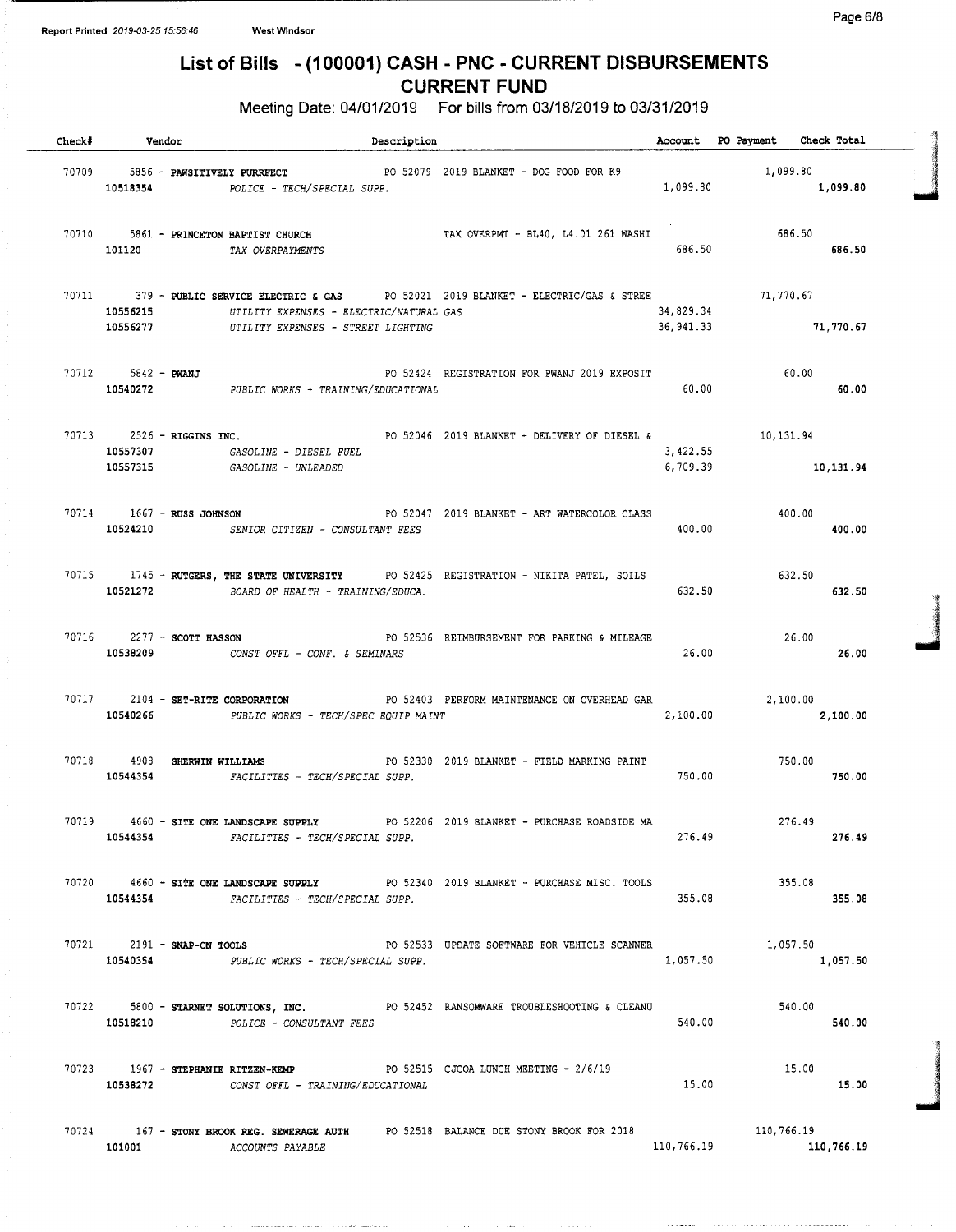Report Printed 2019-03-25 15:56:46 West Windsor

# List of Bills - (100001) CASH - PNC - CURRENT DISBURSEMENTS
## CURRENT FUND

Meeting Date: 04/01/2019 For bills from 03/18/2019 to 03/31/2019

| Check# | Vendor | Description | Account | PO Payment | Check Total |
|---|---|---|---|---|---|
| 70709 | 5856 - **PAWSITIVELY PURRFECT** | PO 52079 2019 BLANKET - DOG FOOD FOR K9 | | 1,099.80 | |
| | 10518354 | *POLICE - TECH/SPECIAL SUPP.* | 1,099.80 | | **1,099.80** |
| 70710 | 5861 - **PRINCETON BAPTIST CHURCH** | TAX OVERPMT - BL40, L4.01 261 WASHI | | 686.50 | |
| | 101120 | *TAX OVERPAYMENTS* | 686.50 | | **686.50** |
| 70711 | 379 - **PUBLIC SERVICE ELECTRIC & GAS** | PO 52021 2019 BLANKET - ELECTRIC/GAS & STREE | | 71,770.67 | |
| | 10556215 | *UTILITY EXPENSES - ELECTRIC/NATURAL GAS* | 34,829.34 | | |
| | 10556277 | *UTILITY EXPENSES - STREET LIGHTING* | 36,941.33 | | **71,770.67** |
| 70712 | 5842 - **PWANJ** | PO 52424 REGISTRATION FOR PWANJ 2019 EXPOSIT | | 60.00 | |
| | 10540272 | *PUBLIC WORKS - TRAINING/EDUCATIONAL* | 60.00 | | **60.00** |
| 70713 | 2526 - **RIGGINS INC.** | PO 52046 2019 BLANKET - DELIVERY OF DIESEL & | | 10,131.94 | |
| | 10557307 | *GASOLINE - DIESEL FUEL* | 3,422.55 | | |
| | 10557315 | *GASOLINE - UNLEADED* | 6,709.39 | | **10,131.94** |
| 70714 | 1667 - **RUSS JOHNSON** | PO 52047 2019 BLANKET - ART WATERCOLOR CLASS | | 400.00 | |
| | 10524210 | *SENIOR CITIZEN - CONSULTANT FEES* | 400.00 | | **400.00** |
| 70715 | 1745 - **RUTGERS, THE STATE UNIVERSITY** | PO 52425 REGISTRATION - NIKITA PATEL, SOILS | | 632.50 | |
| | 10521272 | *BOARD OF HEALTH - TRAINING/EDUCA.* | 632.50 | | **632.50** |
| 70716 | 2277 - **SCOTT HASSON** | PO 52536 REIMBURSEMENT FOR PARKING & MILEAGE | | 26.00 | |
| | 10538209 | *CONST OFFL - CONF. & SEMINARS* | 26.00 | | **26.00** |
| 70717 | 2104 - **SET-RITE CORPORATION** | PO 52403 PERFORM MAINTENANCE ON OVERHEAD GAR | | 2,100.00 | |
| | 10540266 | *PUBLIC WORKS - TECH/SPEC EQUIP MAINT* | 2,100.00 | | **2,100.00** |
| 70718 | 4908 - **SHERWIN WILLIAMS** | PO 52330 2019 BLANKET - FIELD MARKING PAINT | | 750.00 | |
| | 10544354 | *FACILITIES - TECH/SPECIAL SUPP.* | 750.00 | | **750.00** |
| 70719 | 4660 - **SITE ONE LANDSCAPE SUPPLY** | PO 52206 2019 BLANKET - PURCHASE ROADSIDE MA | | 276.49 | |
| | 10544354 | *FACILITIES - TECH/SPECIAL SUPP.* | 276.49 | | **276.49** |
| 70720 | 4660 - **SITE ONE LANDSCAPE SUPPLY** | PO 52340 2019 BLANKET - PURCHASE MISC. TOOLS | | 355.08 | |
| | 10544354 | *FACILITIES - TECH/SPECIAL SUPP.* | 355.08 | | **355.08** |
| 70721 | 2191 - **SNAP-ON TOOLS** | PO 52533 UPDATE SOFTWARE FOR VEHICLE SCANNER | | 1,057.50 | |
| | 10540354 | *PUBLIC WORKS - TECH/SPECIAL SUPP.* | 1,057.50 | | **1,057.50** |
| 70722 | 5800 - **STARNET SOLUTIONS, INC.** | PO 52452 RANSOMWARE TROUBLESHOOTING & CLEANU | | 540.00 | |
| | 10518210 | *POLICE - CONSULTANT FEES* | 540.00 | | **540.00** |
| 70723 | 1967 - **STEPHANIE RITZEN-KEMP** | PO 52515 CJCOA LUNCH MEETING - 2/6/19 | | 15.00 | |
| | 10538272 | *CONST OFFL - TRAINING/EDUCATIONAL* | 15.00 | | **15.00** |
| 70724 | 167 - **STONY BROOK REG. SEWERAGE AUTH** | PO 52518 BALANCE DUE STONY BROOK FOR 2018 | | 110,766.19 | |
| | 101001 | *ACCOUNTS PAYABLE* | 110,766.19 | | **110,766.19** |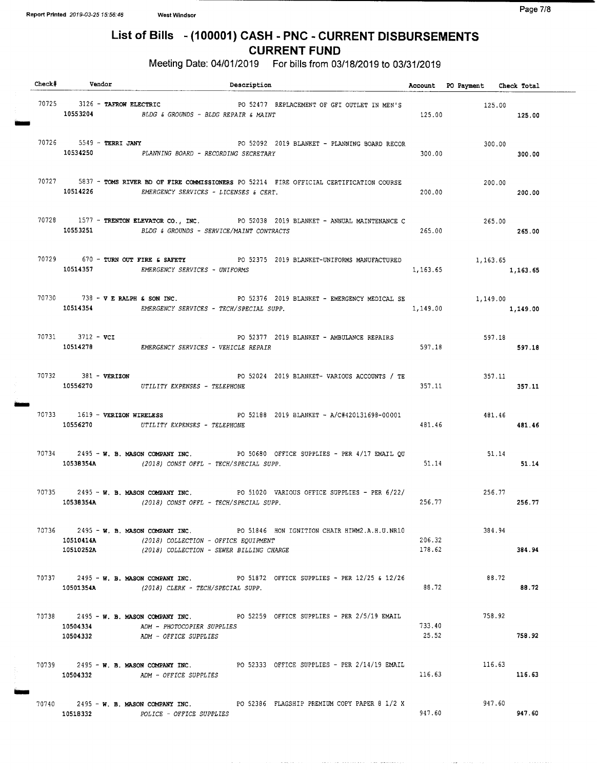# List of Bills - (100001) CASH - PNC - CURRENT DISBURSEMENTS

## CURRENT FUND

Meeting Date: 04/01/2019 For bills from 03/18/2019 to 03/31/2019

| Check# | Vendor | Description | Account | PO Payment | Check Total |
|---|---|---|---|---|---|
| 70725 | 3126 - **TAFROW ELECTRIC** | PO 52477 REPLACEMENT OF GFI OUTLET IN MEN'S | | 125.00 | |
| | **10553204** | *BLDG & GROUNDS - BLDG REPAIR & MAINT* | 125.00 | | **125.00** |
| 70726 | 5549 - **TERRI JANY** | PO 52092 2019 BLANKET - PLANNING BOARD RECOR | | 300.00 | |
| | **10534250** | *PLANNING BOARD - RECORDING SECRETARY* | 300.00 | | **300.00** |
| 70727 | 5837 - **TOMS RIVER BD OF FIRE COMMISSIONERS** | PO 52214 FIRE OFFICIAL CERTIFICATION COURSE | | 200.00 | |
| | **10514226** | *EMERGENCY SERVICES - LICENSES & CERT.* | 200.00 | | **200.00** |
| 70728 | 1577 - **TRENTON ELEVATOR CO., INC.** | PO 52038 2019 BLANKET - ANNUAL MAINTENANCE C | | 265.00 | |
| | **10553251** | *BLDG & GROUNDS - SERVICE/MAINT CONTRACTS* | 265.00 | | **265.00** |
| 70729 | 670 - **TURN OUT FIRE & SAFETY** | PO 52375 2019 BLANKET-UNIFORMS MANUFACTURED | | 1,163.65 | |
| | **10514357** | *EMERGENCY SERVICES - UNIFORMS* | 1,163.65 | | **1,163.65** |
| 70730 | 738 - **V E RALPH & SON INC.** | PO 52376 2019 BLANKET - EMERGENCY MEDICAL SE | | 1,149.00 | |
| | **10514354** | *EMERGENCY SERVICES - TECH/SPECIAL SUPP.* | 1,149.00 | | **1,149.00** |
| 70731 | 3712 - **VCI** | PO 52377 2019 BLANKET - AMBULANCE REPAIRS | | 597.18 | |
| | **10514278** | *EMERGENCY SERVICES - VEHICLE REPAIR* | 597.18 | | **597.18** |
| 70732 | 381 - **VERIZON** | PO 52024 2019 BLANKET- VARIOUS ACCOUNTS / TE | | 357.11 | |
| | **10556270** | *UTILITY EXPENSES - TELEPHONE* | 357.11 | | **357.11** |
| 70733 | 1619 - **VERIZON WIRELESS** | PO 52188 2019 BLANKET - A/C#420131698-00001 | | 481.46 | |
| | **10556270** | *UTILITY EXPENSES - TELEPHONE* | 481.46 | | **481.46** |
| 70734 | 2495 - **W. B. MASON COMPANY INC.** | PO 50680 OFFICE SUPPLIES - PER 4/17 EMAIL QU | | 51.14 | |
| | **10538354A** | *(2018) CONST OFFL - TECH/SPECIAL SUPP.* | 51.14 | | **51.14** |
| 70735 | 2495 - **W. B. MASON COMPANY INC.** | PO 51020 VARIOUS OFFICE SUPPLIES - PER 6/22/ | | 256.77 | |
| | **10538354A** | *(2018) CONST OFFL - TECH/SPECIAL SUPP.* | 256.77 | | **256.77** |
| 70736 | 2495 - **W. B. MASON COMPANY INC.** | PO 51846 HON IGNITION CHAIR HIWM2.A.H.U.NR10 | | 384.94 | |
| | **10510414A** | *(2018) COLLECTION - OFFICE EQUIPMENT* | 206.32 | | |
| | **10510252A** | *(2018) COLLECTION - SEWER BILLING CHARGE* | 178.62 | | **384.94** |
| 70737 | 2495 - **W. B. MASON COMPANY INC.** | PO 51872 OFFICE SUPPLIES - PER 12/25 & 12/26 | | 88.72 | |
| | **10501354A** | *(2018) CLERK - TECH/SPECIAL SUPP.* | 88.72 | | **88.72** |
| 70738 | 2495 - **W. B. MASON COMPANY INC.** | PO 52259 OFFICE SUPPLIES - PER 2/5/19 EMAIL | | 758.92 | |
| | **10504334** | *ADM - PHOTOCOPIER SUPPLIES* | 733.40 | | |
| | **10504332** | *ADM - OFFICE SUPPLIES* | 25.52 | | **758.92** |
| 70739 | 2495 - **W. B. MASON COMPANY INC.** | PO 52333 OFFICE SUPPLIES - PER 2/14/19 EMAIL | | 116.63 | |
| | **10504332** | *ADM - OFFICE SUPPLIES* | 116.63 | | **116.63** |
| 70740 | 2495 - **W. B. MASON COMPANY INC.** | PO 52386 FLAGSHIP PREMIUM COPY PAPER 8 1/2 X | | 947.60 | |
| | **10518332** | *POLICE - OFFICE SUPPLIES* | 947.60 | | **947.60** |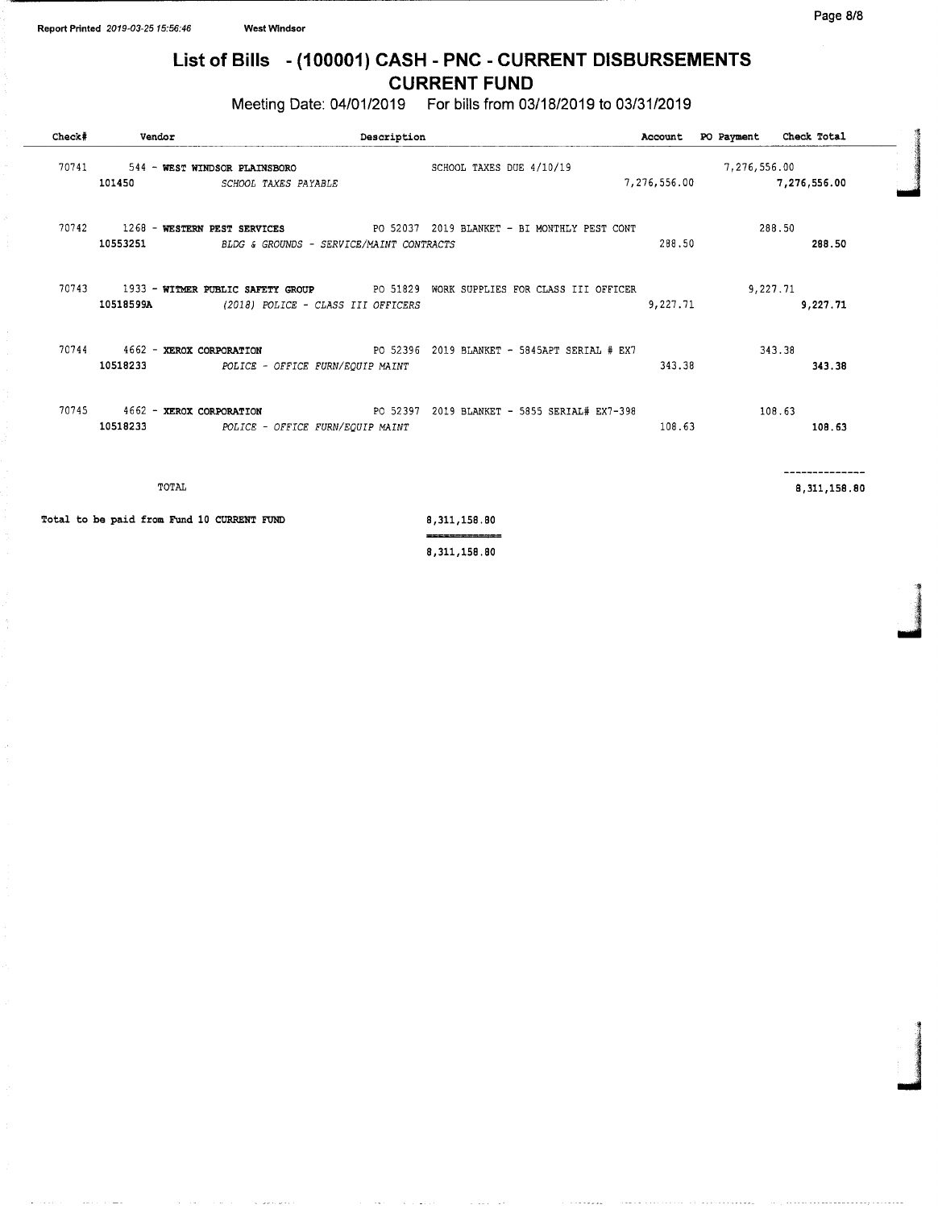# List of Bills - (100001) CASH - PNC - CURRENT DISBURSEMENTS

## CURRENT FUND

Meeting Date: 04/01/2019 For bills from 03/18/2019 to 03/31/2019

| Check# | Vendor | Description | Account | PO Payment | Check Total |
|---|---|---|---|---|---|
| 70741 | 544 - **WEST WINDSOR PLAINSBORO** | SCHOOL TAXES DUE 4/10/19 | | 7,276,556.00 | |
| | **101450** *SCHOOL TAXES PAYABLE* | | 7,276,556.00 | | **7,276,556.00** |
| 70742 | 1268 - **WESTERN PEST SERVICES** | PO 52037 2019 BLANKET - BI MONTHLY PEST CONT | | 288.50 | |
| | **10553251** *BLDG & GROUNDS - SERVICE/MAINT CONTRACTS* | | 288.50 | | **288.50** |
| 70743 | 1933 - **WITMER PUBLIC SAFETY GROUP** | PO 51829 WORK SUPPLIES FOR CLASS III OFFICER | | 9,227.71 | |
| | **10518599A** *(2018) POLICE - CLASS III OFFICERS* | | 9,227.71 | | **9,227.71** |
| 70744 | 4662 - **XEROX CORPORATION** | PO 52396 2019 BLANKET - 5845APT SERIAL # EX7 | | 343.38 | |
| | **10518233** *POLICE - OFFICE FURN/EQUIP MAINT* | | 343.38 | | **343.38** |
| 70745 | 4662 - **XEROX CORPORATION** | PO 52397 2019 BLANKET - 5855 SERIAL# EX7-398 | | 108.63 | |
| | **10518233** *POLICE - OFFICE FURN/EQUIP MAINT* | | 108.63 | | **108.63** |
| | TOTAL | | | | 8,311,158.80 |

Total to be paid from Fund 10 CURRENT FUND 8,311,158.80

8,311,158.80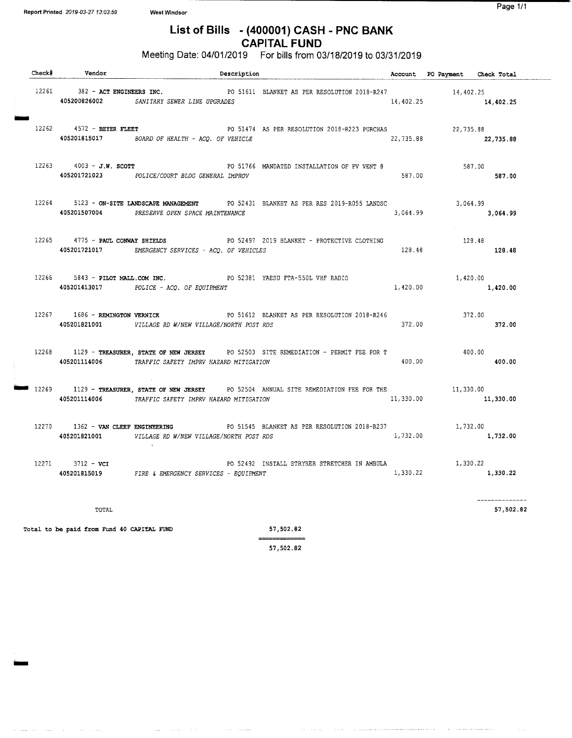Report Printed 2019-03-27 13:03:59 West Windsor

# List of Bills - (400001) CASH - PNC BANK
## CAPITAL FUND

Meeting Date: 04/01/2019 For bills from 03/18/2019 to 03/31/2019

| Check# | Vendor | Description | Account | PO Payment | Check Total |
|---|---|---|---|---|---|
| 12261 | 382 - **ACT ENGINEERS INC.** | PO 51611 BLANKET AS PER RESOLUTION 2018-R247 | | 14,402.25 | |
| | **405200826002** | *SANITARY SEWER LINE UPGRADES* | 14,402.25 | | **14,402.25** |
| 12262 | 4572 - **BEYER FLEET** | PO 51474 AS PER RESOLUTION 2018-R223 PURCHAS | | 22,735.88 | |
| | **405201815017** | *BOARD OF HEALTH - ACQ. OF VEHICLE* | 22,735.88 | | **22,735.88** |
| 12263 | 4003 - **J.W. SCOTT** | PO 51766 MANDATED INSTALLATION OF PV VENT @ | | 587.00 | |
| | **405201721023** | *POLICE/COURT BLDG GENERAL IMPROV* | 587.00 | | **587.00** |
| 12264 | 5123 - **ON-SITE LANDSCAPE MANAGEMENT** | PO 52431 BLANKET AS PER RES 2019-R055 LANDSC | | 3,064.99 | |
| | **405201507004** | *PRESERVE OPEN SPACE MAINTENANCE* | 3,064.99 | | **3,064.99** |
| 12265 | 4775 - **PAUL CONWAY SHIELDS** | PO 52497 2019 BLANKET - PROTECTIVE CLOTHING | | 128.48 | |
| | **405201721017** | *EMERGENCY SERVICES - ACQ. OF VEHICLES* | 128.48 | | **128.48** |
| 12266 | 5843 - **PILOT MALL.COM INC.** | PO 52381 YAESU FTA-550L VHF RADIO | | 1,420.00 | |
| | **405201413017** | *POLICE - ACQ. OF EQUIPMENT* | 1,420.00 | | **1,420.00** |
| 12267 | 1686 - **REMINGTON VERNICK** | PO 51612 BLANKET AS PER RESOLUTION 2018-R246 | | 372.00 | |
| | **405201821001** | *VILLAGE RD W/NEW VILLAGE/NORTH POST RDS* | 372.00 | | **372.00** |
| 12268 | 1129 - **TREASURER, STATE OF NEW JERSEY** | PO 52503 SITE REMEDIATION - PERMIT FEE FOR T | | 400.00 | |
| | **405201114006** | *TRAFFIC SAFETY IMPRV HAZARD MITIGATION* | 400.00 | | **400.00** |
| 12269 | 1129 - **TREASURER, STATE OF NEW JERSEY** | PO 52504 ANNUAL SITE REMEDIATION FEE FOR THE | | 11,330.00 | |
| | **405201114006** | *TRAFFIC SAFETY IMPRV HAZARD MITIGATION* | 11,330.00 | | **11,330.00** |
| 12270 | 1362 - **VAN CLEEF ENGINEERING** | PO 51545 BLANKET AS PER RESOLUTION 2018-R237 | | 1,732.00 | |
| | **405201821001** | *VILLAGE RD W/NEW VILLAGE/NORTH POST RDS* | 1,732.00 | | **1,732.00** |
| 12271 | 3712 - **VCI** | PO 52492 INSTALL STRYKER STRETCHER IN AMBULA | | 1,330.22 | |
| | **405201815019** | *FIRE & EMERGENCY SERVICES - EQUIPMENT* | 1,330.22 | | **1,330.22** |
| | TOTAL | | | | 57,502.82 |

**Total to be paid from Fund 40 CAPITAL FUND** 57,502.82

57,502.82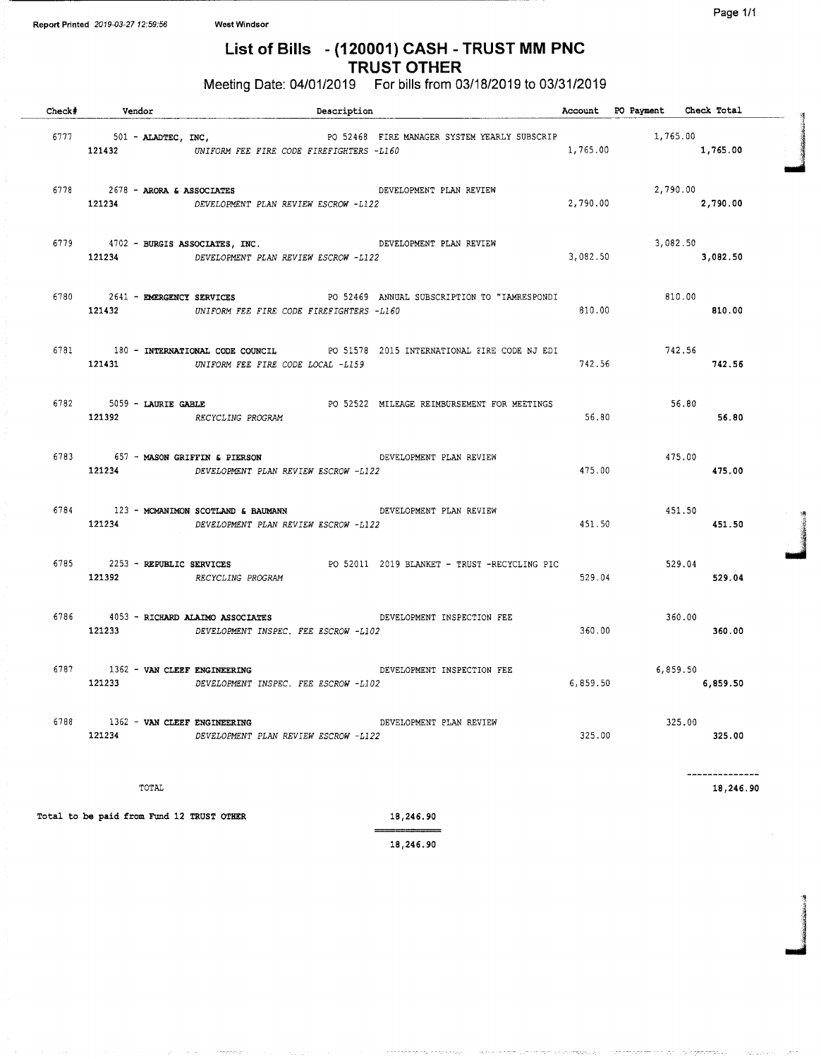Report Printed 2019-03-27 12:59:56 West Windsor

# List of Bills - (120001) CASH - TRUST MM PNC
## TRUST OTHER

Meeting Date: 04/01/2019 For bills from 03/18/2019 to 03/31/2019

| Check# | Vendor | Description | Account | PO Payment | Check Total |
|---|---|---|---|---|---|
| 6777 | 501 - **ALADTEC, INC,** | PO 52468 FIRE MANAGER SYSTEM YEARLY SUBSCRIP | | 1,765.00 | |
| | **121432** | *UNIFORM FEE FIRE CODE FIREFIGHTERS -L160* | 1,765.00 | | **1,765.00** |
| 6778 | 2678 - **ARORA & ASSOCIATES** | DEVELOPMENT PLAN REVIEW | | 2,790.00 | |
| | **121234** | *DEVELOPMENT PLAN REVIEW ESCROW -L122* | 2,790.00 | | **2,790.00** |
| 6779 | 4702 - **BURGIS ASSOCIATES, INC.** | DEVELOPMENT PLAN REVIEW | | 3,082.50 | |
| | **121234** | *DEVELOPMENT PLAN REVIEW ESCROW -L122* | 3,082.50 | | **3,082.50** |
| 6780 | 2641 - **EMERGENCY SERVICES** | PO 52469 ANNUAL SUBSCRIPTION TO "IAMRESPONDI | | 810.00 | |
| | **121432** | *UNIFORM FEE FIRE CODE FIREFIGHTERS -L160* | 810.00 | | **810.00** |
| 6781 | 180 - **INTERNATIONAL CODE COUNCIL** | PO 51578 2015 INTERNATIONAL FIRE CODE NJ EDI | | 742.56 | |
| | **121431** | *UNIFORM FEE FIRE CODE LOCAL -L159* | 742.56 | | **742.56** |
| 6782 | 5059 - **LAURIE GABLE** | PO 52522 MILEAGE REIMBURSEMENT FOR MEETINGS | | 56.80 | |
| | **121392** | *RECYCLING PROGRAM* | 56.80 | | **56.80** |
| 6783 | 657 - **MASON GRIFFIN & PIERSON** | DEVELOPMENT PLAN REVIEW | | 475.00 | |
| | **121234** | *DEVELOPMENT PLAN REVIEW ESCROW -L122* | 475.00 | | **475.00** |
| 6784 | 123 - **MCMANIMON SCOTLAND & BAUMANN** | DEVELOPMENT PLAN REVIEW | | 451.50 | |
| | **121234** | *DEVELOPMENT PLAN REVIEW ESCROW -L122* | 451.50 | | **451.50** |
| 6785 | 2253 - **REPUBLIC SERVICES** | PO 52011 2019 BLANKET - TRUST -RECYCLING PIC | | 529.04 | |
| | **121392** | *RECYCLING PROGRAM* | 529.04 | | **529.04** |
| 6786 | 4053 - **RICHARD ALAIMO ASSOCIATES** | DEVELOPMENT INSPECTION FEE | | 360.00 | |
| | **121233** | *DEVELOPMENT INSPEC. FEE ESCROW -L102* | 360.00 | | **360.00** |
| 6787 | 1362 - **VAN CLEEF ENGINEERING** | DEVELOPMENT INSPECTION FEE | | 6,859.50 | |
| | **121233** | *DEVELOPMENT INSPEC. FEE ESCROW -L102* | 6,859.50 | | **6,859.50** |
| 6788 | 1362 - **VAN CLEEF ENGINEERING** | DEVELOPMENT PLAN REVIEW | | 325.00 | |
| | **121234** | *DEVELOPMENT PLAN REVIEW ESCROW -L122* | 325.00 | | **325.00** |
| | TOTAL | | | | **18,246.90** |

**Total to be paid from Fund 12 TRUST OTHER** 18,246.90

18,246.90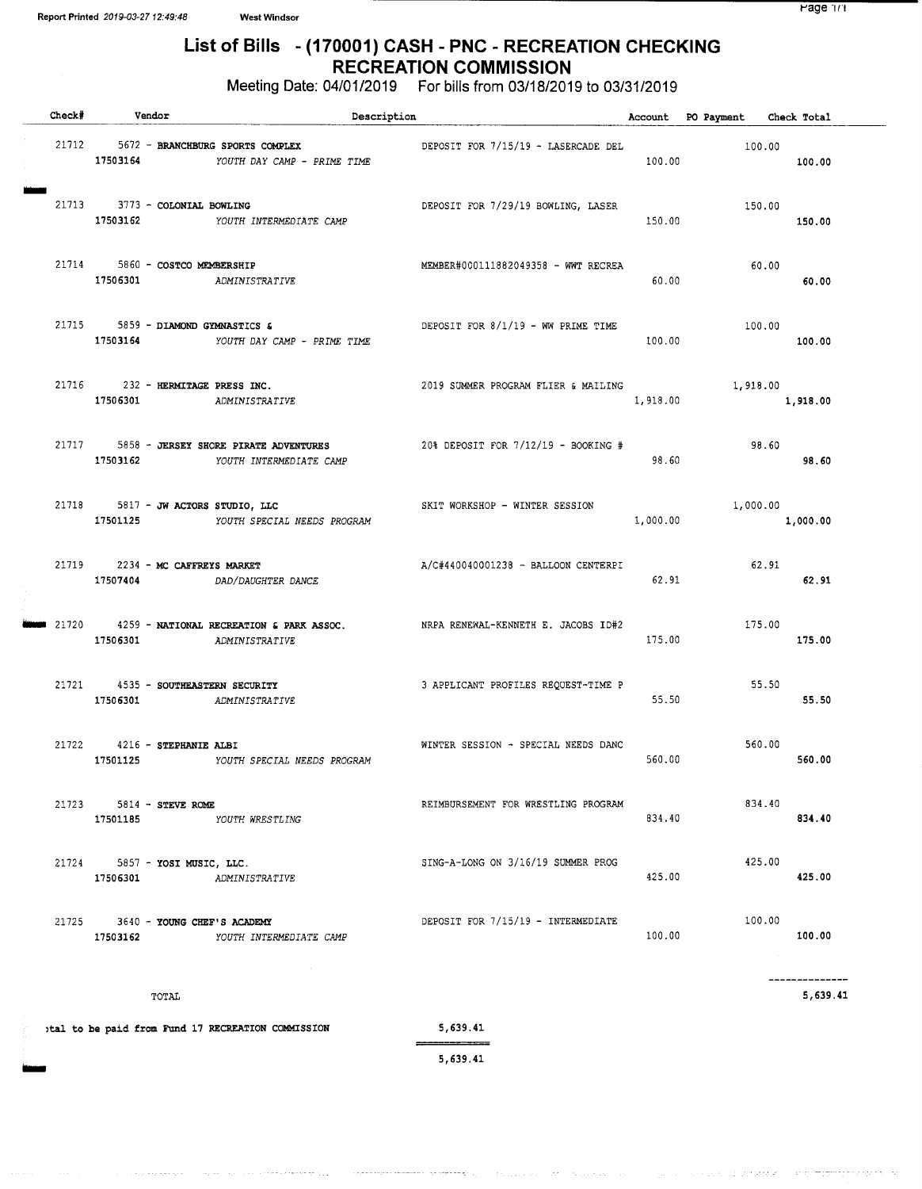Report Printed 2019-03-27 12:49:48 West Windsor

# List of Bills - (170001) CASH - PNC - RECREATION CHECKING
## RECREATION COMMISSION

Meeting Date: 04/01/2019 For bills from 03/18/2019 to 03/31/2019

| Check# | Vendor | Description | Account | PO Payment | Check Total |
|---|---|---|---|---|---|
| 21712 | 5672 - BRANCHBURG SPORTS COMPLEX | DEPOSIT FOR 7/15/19 - LASERCADE DEL | | 100.00 | |
| | 17503164 *YOUTH DAY CAMP - PRIME TIME* | | 100.00 | | 100.00 |
| 21713 | 3773 - COLONIAL BOWLING | DEPOSIT FOR 7/29/19 BOWLING, LASER | | 150.00 | |
| | 17503162 *YOUTH INTERMEDIATE CAMP* | | 150.00 | | 150.00 |
| 21714 | 5860 - COSTCO MEMBERSHIP | MEMBER#000111882049358 - WWT RECREA | | 60.00 | |
| | 17506301 *ADMINISTRATIVE* | | 60.00 | | 60.00 |
| 21715 | 5859 - DIAMOND GYMNASTICS & | DEPOSIT FOR 8/1/19 - WW PRIME TIME | | 100.00 | |
| | 17503164 *YOUTH DAY CAMP - PRIME TIME* | | 100.00 | | 100.00 |
| 21716 | 232 - HERMITAGE PRESS INC. | 2019 SUMMER PROGRAM FLIER & MAILING | | 1,918.00 | |
| | 17506301 *ADMINISTRATIVE* | | 1,918.00 | | 1,918.00 |
| 21717 | 5858 - JERSEY SHORE PIRATE ADVENTURES | 20% DEPOSIT FOR 7/12/19 - BOOKING # | | 98.60 | |
| | 17503162 *YOUTH INTERMEDIATE CAMP* | | 98.60 | | 98.60 |
| 21718 | 5817 - JW ACTORS STUDIO, LLC | SKIT WORKSHOP - WINTER SESSION | | 1,000.00 | |
| | 17501125 *YOUTH SPECIAL NEEDS PROGRAM* | | 1,000.00 | | 1,000.00 |
| 21719 | 2234 - MC CAFFREYS MARKET | A/C#440040001238 - BALLOON CENTERPI | | 62.91 | |
| | 17507404 *DAD/DAUGHTER DANCE* | | 62.91 | | 62.91 |
| 21720 | 4259 - NATIONAL RECREATION & PARK ASSOC. | NRPA RENEWAL-KENNETH E. JACOBS ID#2 | | 175.00 | |
| | 17506301 *ADMINISTRATIVE* | | 175.00 | | 175.00 |
| 21721 | 4535 - SOUTHEASTERN SECURITY | 3 APPLICANT PROFILES REQUEST-TIME P | | 55.50 | |
| | 17506301 *ADMINISTRATIVE* | | 55.50 | | 55.50 |
| 21722 | 4216 - STEPHANIE ALBI | WINTER SESSION - SPECIAL NEEDS DANC | | 560.00 | |
| | 17501125 *YOUTH SPECIAL NEEDS PROGRAM* | | 560.00 | | 560.00 |
| 21723 | 5814 - STEVE ROME | REIMBURSEMENT FOR WRESTLING PROGRAM | | 834.40 | |
| | 17501185 *YOUTH WRESTLING* | | 834.40 | | 834.40 |
| 21724 | 5857 - YOSI MUSIC, LLC. | SING-A-LONG ON 3/16/19 SUMMER PROG | | 425.00 | |
| | 17506301 *ADMINISTRATIVE* | | 425.00 | | 425.00 |
| 21725 | 3640 - YOUNG CHEF'S ACADEMY | DEPOSIT FOR 7/15/19 - INTERMEDIATE | | 100.00 | |
| | 17503162 *YOUTH INTERMEDIATE CAMP* | | 100.00 | | 100.00 |
| | TOTAL | | | | 5,639.41 |

otal to be paid from Fund 17 RECREATION COMMISSION 5,639.41

5,639.41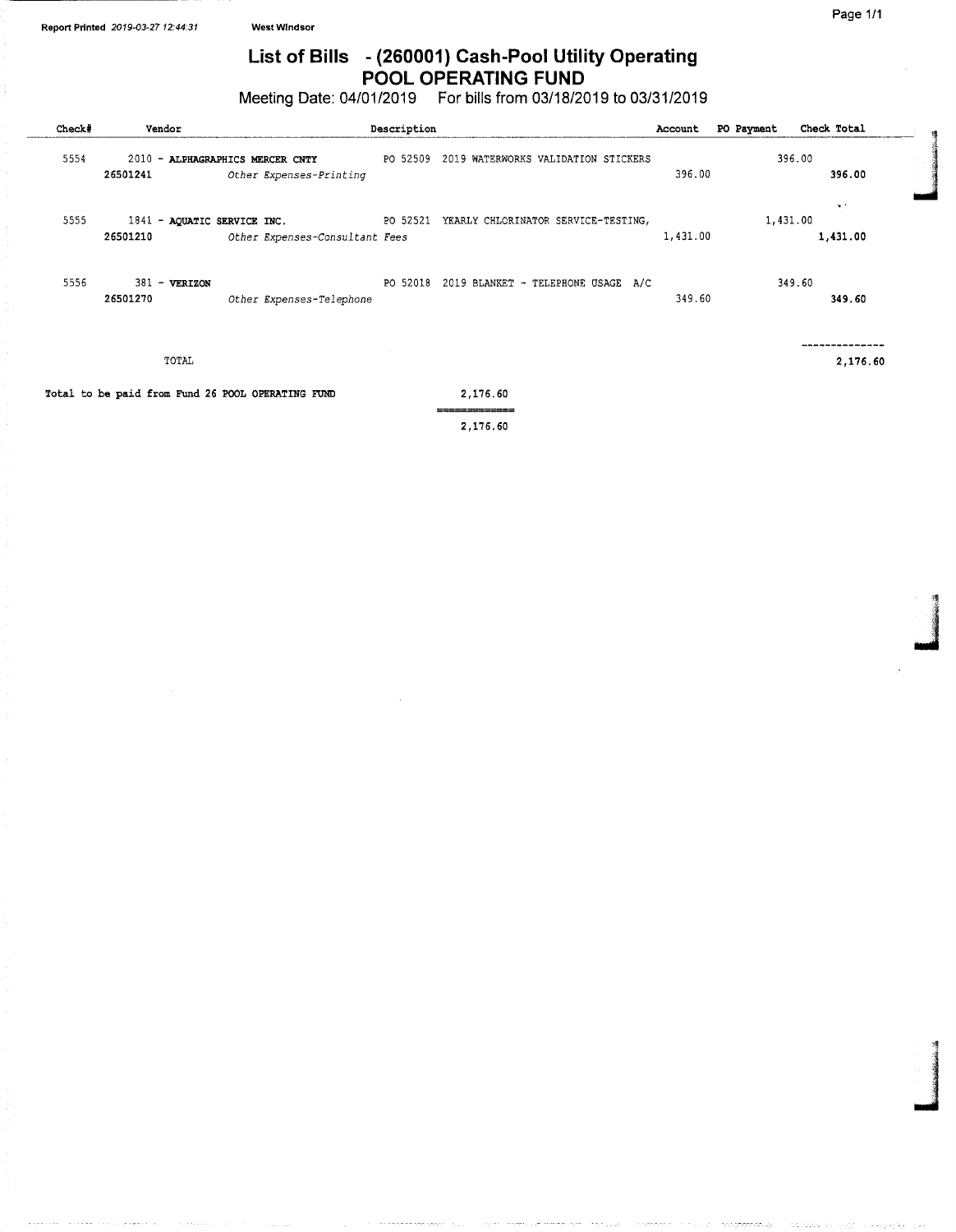Report Printed 2019-03-27 12:44:31 West Windsor

# List of Bills - (260001) Cash-Pool Utility Operating
## POOL OPERATING FUND

Meeting Date: 04/01/2019 For bills from 03/18/2019 to 03/31/2019

| Check# | Vendor | | Description | Account | PO Payment | Check Total |
|---|---|---|---|---|---|---|
| 5554 | 2010 - **ALPHAGRAPHICS MERCER CNTY** | | PO 52509 2019 WATERWORKS VALIDATION STICKERS | | 396.00 | |
| | **26501241** | *Other Expenses-Printing* | | 396.00 | | **396.00** |
| 5555 | 1841 - **AQUATIC SERVICE INC.** | | PO 52521 YEARLY CHLORINATOR SERVICE-TESTING, | | 1,431.00 | |
| | **26501210** | *Other Expenses-Consultant Fees* | | 1,431.00 | | **1,431.00** |
| 5556 | 381 - **VERIZON** | | PO 52018 2019 BLANKET - TELEPHONE USAGE A/C | | 349.60 | |
| | **26501270** | *Other Expenses-Telephone* | | 349.60 | | **349.60** |
| | TOTAL | | | | | **2,176.60** |

Total to be paid from Fund 26 POOL OPERATING FUND 2,176.60

2,176.60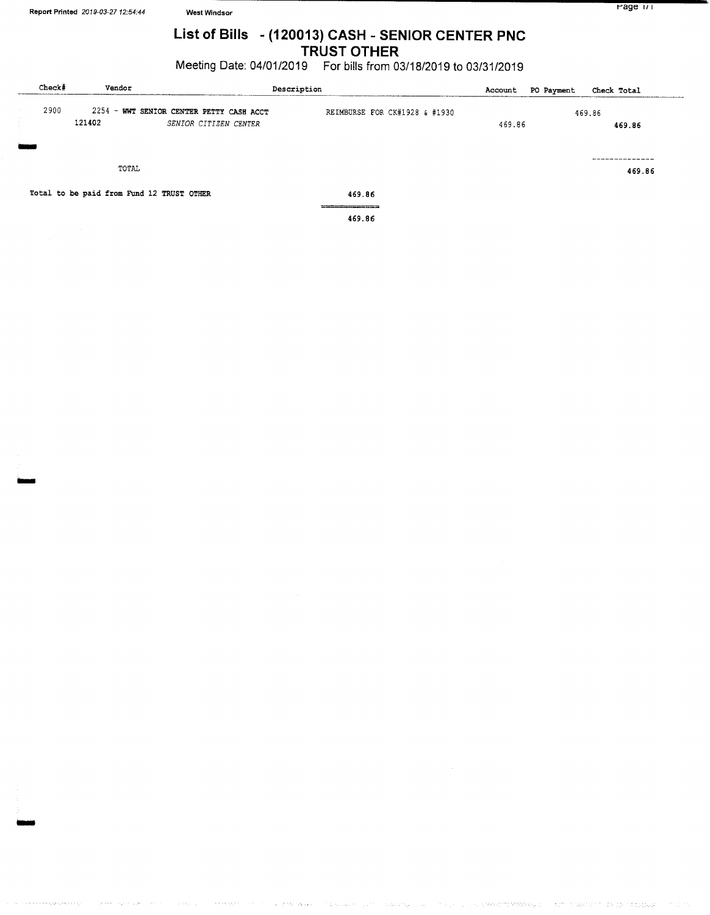# List of Bills - (120013) CASH - SENIOR CENTER PNC TRUST OTHER

Meeting Date: 04/01/2019 For bills from 03/18/2019 to 03/31/2019

| Check# | Vendor | Description | Account | PO Payment | Check Total |
|---|---|---|---|---|---|
| 2900 | 2254 - WWT SENIOR CENTER PETTY CASH ACCT | REIMBURSE FOR CK#1928 & #1930 | | 469.86 | |
| | 121402 SENIOR CITIZEN CENTER | | 469.86 | | 469.86 |
| | TOTAL | | | | 469.86 |

Total to be paid from Fund 12 TRUST OTHER 469.86

469.86